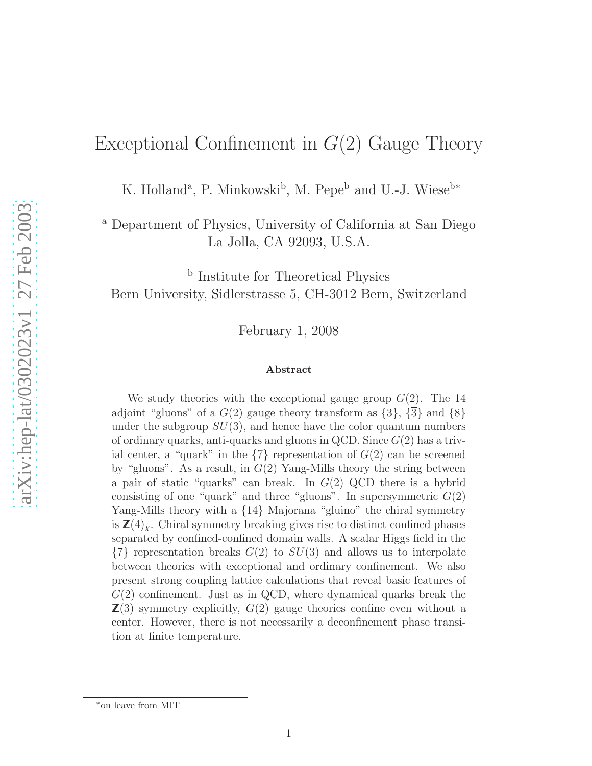# Exceptional Confinement in $G(2)$ Gauge Theory

K. Holland[a], P. Minkowski[b], M. Pepe[b] and U.-J. Wiese[b*]

[a] Department of Physics, University of California at San Diego
La Jolla, CA 92093, U.S.A.

[b] Institute for Theoretical Physics
Bern University, Sidlerstrasse 5, CH-3012 Bern, Switzerland

February 1, 2008

### Abstract

We study theories with the exceptional gauge group $G(2)$. The 14 adjoint "gluons" of a $G(2)$ gauge theory transform as $\{3\}$, $\{\overline{3}\}$ and $\{8\}$ under the subgroup $SU(3)$, and hence have the color quantum numbers of ordinary quarks, anti-quarks and gluons in QCD. Since $G(2)$ has a trivial center, a "quark" in the $\{7\}$ representation of $G(2)$ can be screened by "gluons". As a result, in $G(2)$ Yang-Mills theory the string between a pair of static "quarks" can break. In $G(2)$ QCD there is a hybrid consisting of one "quark" and three "gluons". In supersymmetric $G(2)$ Yang-Mills theory with a $\{14\}$ Majorana "gluino" the chiral symmetry is $\mathbb{Z}(4)_\chi$. Chiral symmetry breaking gives rise to distinct confined phases separated by confined-confined domain walls. A scalar Higgs field in the $\{7\}$ representation breaks $G(2)$ to $SU(3)$ and allows us to interpolate between theories with exceptional and ordinary confinement. We also present strong coupling lattice calculations that reveal basic features of $G(2)$ confinement. Just as in QCD, where dynamical quarks break the $\mathbb{Z}(3)$ symmetry explicitly, $G(2)$ gauge theories confine even without a center. However, there is not necessarily a deconfinement phase transition at finite temperature.

[*] on leave from MIT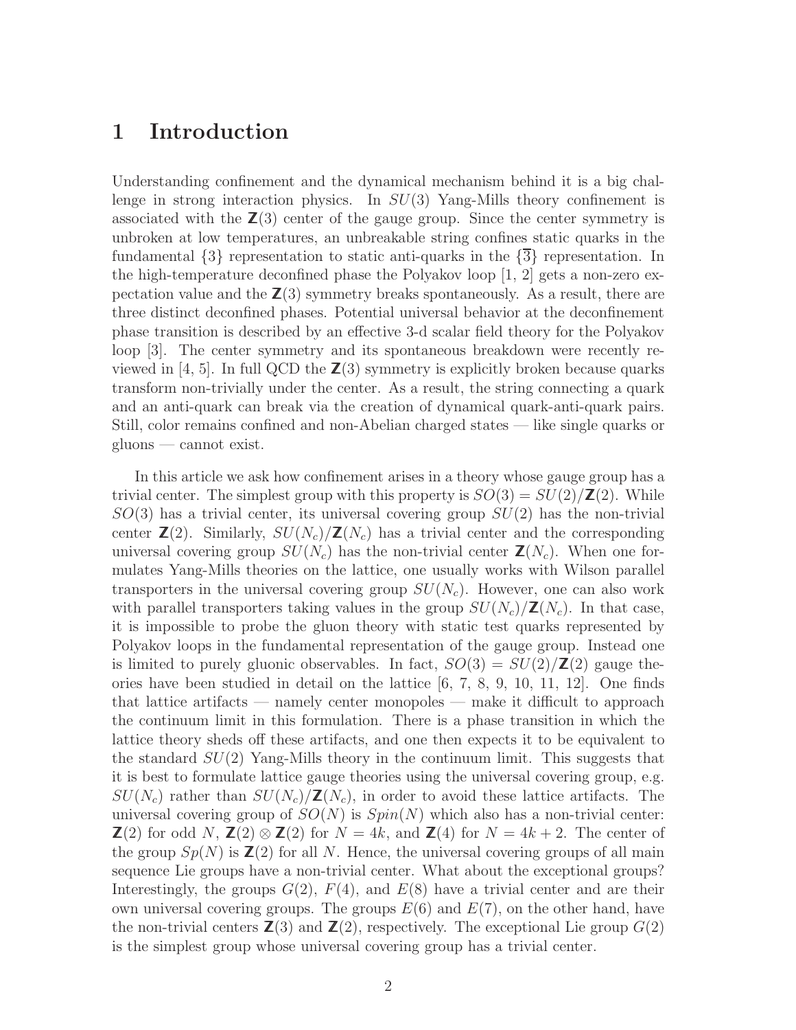# 1 Introduction

Understanding confinement and the dynamical mechanism behind it is a big challenge in strong interaction physics. In $SU(3)$ Yang-Mills theory confinement is associated with the $\mathbf{Z}(3)$ center of the gauge group. Since the center symmetry is unbroken at low temperatures, an unbreakable string confines static quarks in the fundamental $\{3\}$ representation to static anti-quarks in the $\{\overline{3}\}$ representation. In the high-temperature deconfined phase the Polyakov loop [1, 2] gets a non-zero expectation value and the $\mathbf{Z}(3)$ symmetry breaks spontaneously. As a result, there are three distinct deconfined phases. Potential universal behavior at the deconfinement phase transition is described by an effective 3-d scalar field theory for the Polyakov loop [3]. The center symmetry and its spontaneous breakdown were recently reviewed in [4, 5]. In full QCD the $\mathbf{Z}(3)$ symmetry is explicitly broken because quarks transform non-trivially under the center. As a result, the string connecting a quark and an anti-quark can break via the creation of dynamical quark-anti-quark pairs. Still, color remains confined and non-Abelian charged states — like single quarks or gluons — cannot exist.

In this article we ask how confinement arises in a theory whose gauge group has a trivial center. The simplest group with this property is $SO(3) = SU(2)/\mathbf{Z}(2)$. While $SO(3)$ has a trivial center, its universal covering group $SU(2)$ has the non-trivial center $\mathbf{Z}(2)$. Similarly, $SU(N_c)/\mathbf{Z}(N_c)$ has a trivial center and the corresponding universal covering group $SU(N_c)$ has the non-trivial center $\mathbf{Z}(N_c)$. When one formulates Yang-Mills theories on the lattice, one usually works with Wilson parallel transporters in the universal covering group $SU(N_c)$. However, one can also work with parallel transporters taking values in the group $SU(N_c)/\mathbf{Z}(N_c)$. In that case, it is impossible to probe the gluon theory with static test quarks represented by Polyakov loops in the fundamental representation of the gauge group. Instead one is limited to purely gluonic observables. In fact, $SO(3) = SU(2)/\mathbf{Z}(2)$ gauge theories have been studied in detail on the lattice [6, 7, 8, 9, 10, 11, 12]. One finds that lattice artifacts — namely center monopoles — make it difficult to approach the continuum limit in this formulation. There is a phase transition in which the lattice theory sheds off these artifacts, and one then expects it to be equivalent to the standard $SU(2)$ Yang-Mills theory in the continuum limit. This suggests that it is best to formulate lattice gauge theories using the universal covering group, e.g. $SU(N_c)$ rather than $SU(N_c)/\mathbf{Z}(N_c)$, in order to avoid these lattice artifacts. The universal covering group of $SO(N)$ is $Spin(N)$ which also has a non-trivial center: $\mathbf{Z}(2)$ for odd $N$, $\mathbf{Z}(2) \otimes \mathbf{Z}(2)$ for $N = 4k$, and $\mathbf{Z}(4)$ for $N = 4k + 2$. The center of the group $Sp(N)$ is $\mathbf{Z}(2)$ for all $N$. Hence, the universal covering groups of all main sequence Lie groups have a non-trivial center. What about the exceptional groups? Interestingly, the groups $G(2)$, $F(4)$, and $E(8)$ have a trivial center and are their own universal covering groups. The groups $E(6)$ and $E(7)$, on the other hand, have the non-trivial centers $\mathbf{Z}(3)$ and $\mathbf{Z}(2)$, respectively. The exceptional Lie group $G(2)$ is the simplest group whose universal covering group has a trivial center.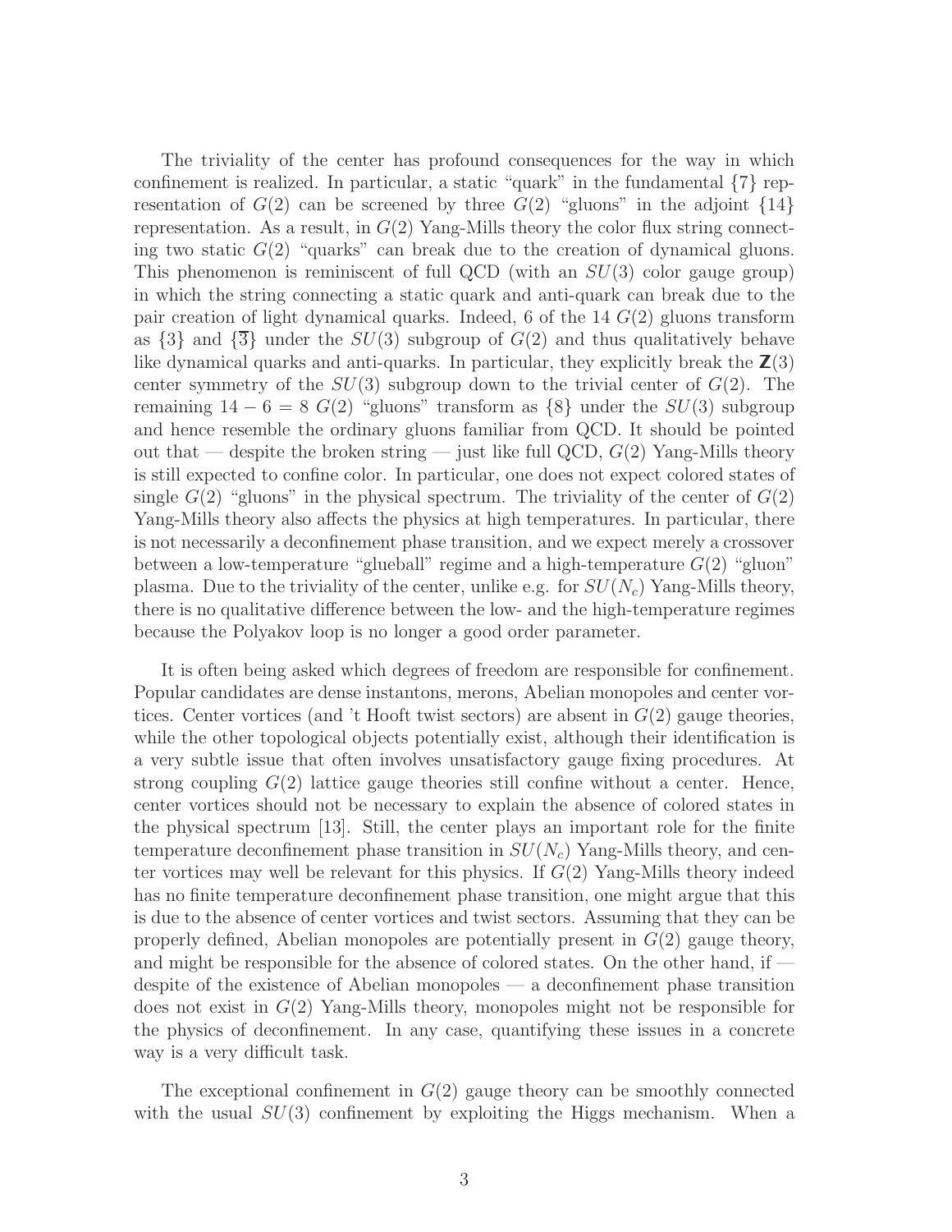The triviality of the center has profound consequences for the way in which confinement is realized. In particular, a static "quark" in the fundamental $\{7\}$ representation of $G(2)$ can be screened by three $G(2)$ "gluons" in the adjoint $\{14\}$ representation. As a result, in $G(2)$ Yang-Mills theory the color flux string connecting two static $G(2)$ "quarks" can break due to the creation of dynamical gluons. This phenomenon is reminiscent of full QCD (with an $SU(3)$ color gauge group) in which the string connecting a static quark and anti-quark can break due to the pair creation of light dynamical quarks. Indeed, 6 of the 14 $G(2)$ gluons transform as $\{3\}$ and $\{\overline{3}\}$ under the $SU(3)$ subgroup of $G(2)$ and thus qualitatively behave like dynamical quarks and anti-quarks. In particular, they explicitly break the $\mathbb{Z}(3)$ center symmetry of the $SU(3)$ subgroup down to the trivial center of $G(2)$. The remaining $14 - 6 = 8$ $G(2)$ "gluons" transform as $\{8\}$ under the $SU(3)$ subgroup and hence resemble the ordinary gluons familiar from QCD. It should be pointed out that — despite the broken string — just like full QCD, $G(2)$ Yang-Mills theory is still expected to confine color. In particular, one does not expect colored states of single $G(2)$ "gluons" in the physical spectrum. The triviality of the center of $G(2)$ Yang-Mills theory also affects the physics at high temperatures. In particular, there is not necessarily a deconfinement phase transition, and we expect merely a crossover between a low-temperature "glueball" regime and a high-temperature $G(2)$ "gluon" plasma. Due to the triviality of the center, unlike e.g. for $SU(N_c)$ Yang-Mills theory, there is no qualitative difference between the low- and the high-temperature regimes because the Polyakov loop is no longer a good order parameter.

It is often being asked which degrees of freedom are responsible for confinement. Popular candidates are dense instantons, merons, Abelian monopoles and center vortices. Center vortices (and 't Hooft twist sectors) are absent in $G(2)$ gauge theories, while the other topological objects potentially exist, although their identification is a very subtle issue that often involves unsatisfactory gauge fixing procedures. At strong coupling $G(2)$ lattice gauge theories still confine without a center. Hence, center vortices should not be necessary to explain the absence of colored states in the physical spectrum [13]. Still, the center plays an important role for the finite temperature deconfinement phase transition in $SU(N_c)$ Yang-Mills theory, and center vortices may well be relevant for this physics. If $G(2)$ Yang-Mills theory indeed has no finite temperature deconfinement phase transition, one might argue that this is due to the absence of center vortices and twist sectors. Assuming that they can be properly defined, Abelian monopoles are potentially present in $G(2)$ gauge theory, and might be responsible for the absence of colored states. On the other hand, if — despite of the existence of Abelian monopoles — a deconfinement phase transition does not exist in $G(2)$ Yang-Mills theory, monopoles might not be responsible for the physics of deconfinement. In any case, quantifying these issues in a concrete way is a very difficult task.

The exceptional confinement in $G(2)$ gauge theory can be smoothly connected with the usual $SU(3)$ confinement by exploiting the Higgs mechanism. When a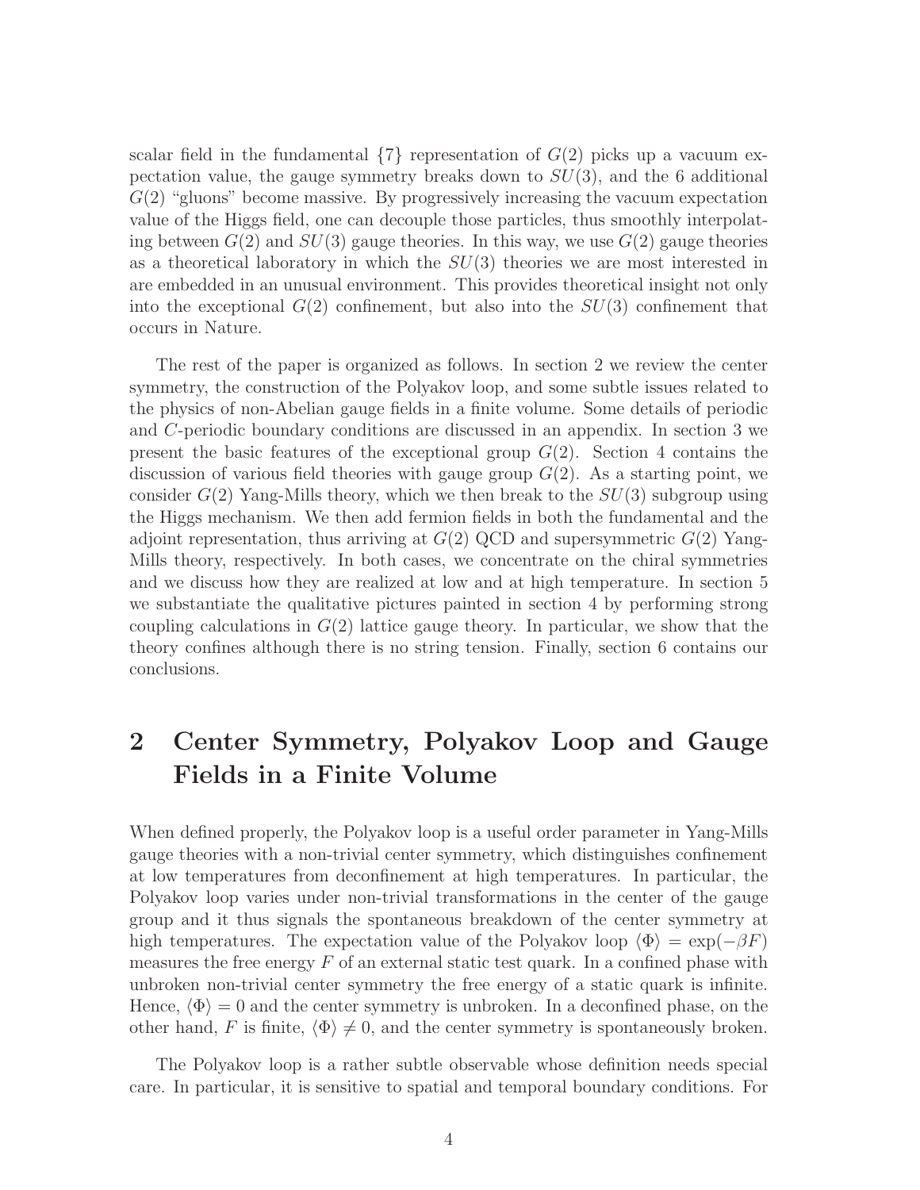scalar field in the fundamental $\{7\}$ representation of $G(2)$ picks up a vacuum expectation value, the gauge symmetry breaks down to $SU(3)$, and the 6 additional $G(2)$ "gluons" become massive. By progressively increasing the vacuum expectation value of the Higgs field, one can decouple those particles, thus smoothly interpolating between $G(2)$ and $SU(3)$ gauge theories. In this way, we use $G(2)$ gauge theories as a theoretical laboratory in which the $SU(3)$ theories we are most interested in are embedded in an unusual environment. This provides theoretical insight not only into the exceptional $G(2)$ confinement, but also into the $SU(3)$ confinement that occurs in Nature.

The rest of the paper is organized as follows. In section 2 we review the center symmetry, the construction of the Polyakov loop, and some subtle issues related to the physics of non-Abelian gauge fields in a finite volume. Some details of periodic and $C$-periodic boundary conditions are discussed in an appendix. In section 3 we present the basic features of the exceptional group $G(2)$. Section 4 contains the discussion of various field theories with gauge group $G(2)$. As a starting point, we consider $G(2)$ Yang-Mills theory, which we then break to the $SU(3)$ subgroup using the Higgs mechanism. We then add fermion fields in both the fundamental and the adjoint representation, thus arriving at $G(2)$ QCD and supersymmetric $G(2)$ Yang-Mills theory, respectively. In both cases, we concentrate on the chiral symmetries and we discuss how they are realized at low and at high temperature. In section 5 we substantiate the qualitative pictures painted in section 4 by performing strong coupling calculations in $G(2)$ lattice gauge theory. In particular, we show that the theory confines although there is no string tension. Finally, section 6 contains our conclusions.

# 2 Center Symmetry, Polyakov Loop and Gauge Fields in a Finite Volume

When defined properly, the Polyakov loop is a useful order parameter in Yang-Mills gauge theories with a non-trivial center symmetry, which distinguishes confinement at low temperatures from deconfinement at high temperatures. In particular, the Polyakov loop varies under non-trivial transformations in the center of the gauge group and it thus signals the spontaneous breakdown of the center symmetry at high temperatures. The expectation value of the Polyakov loop $\langle \Phi \rangle = \exp(-\beta F)$ measures the free energy $F$ of an external static test quark. In a confined phase with unbroken non-trivial center symmetry the free energy of a static quark is infinite. Hence, $\langle \Phi \rangle = 0$ and the center symmetry is unbroken. In a deconfined phase, on the other hand, $F$ is finite, $\langle \Phi \rangle \neq 0$, and the center symmetry is spontaneously broken.

The Polyakov loop is a rather subtle observable whose definition needs special care. In particular, it is sensitive to spatial and temporal boundary conditions. For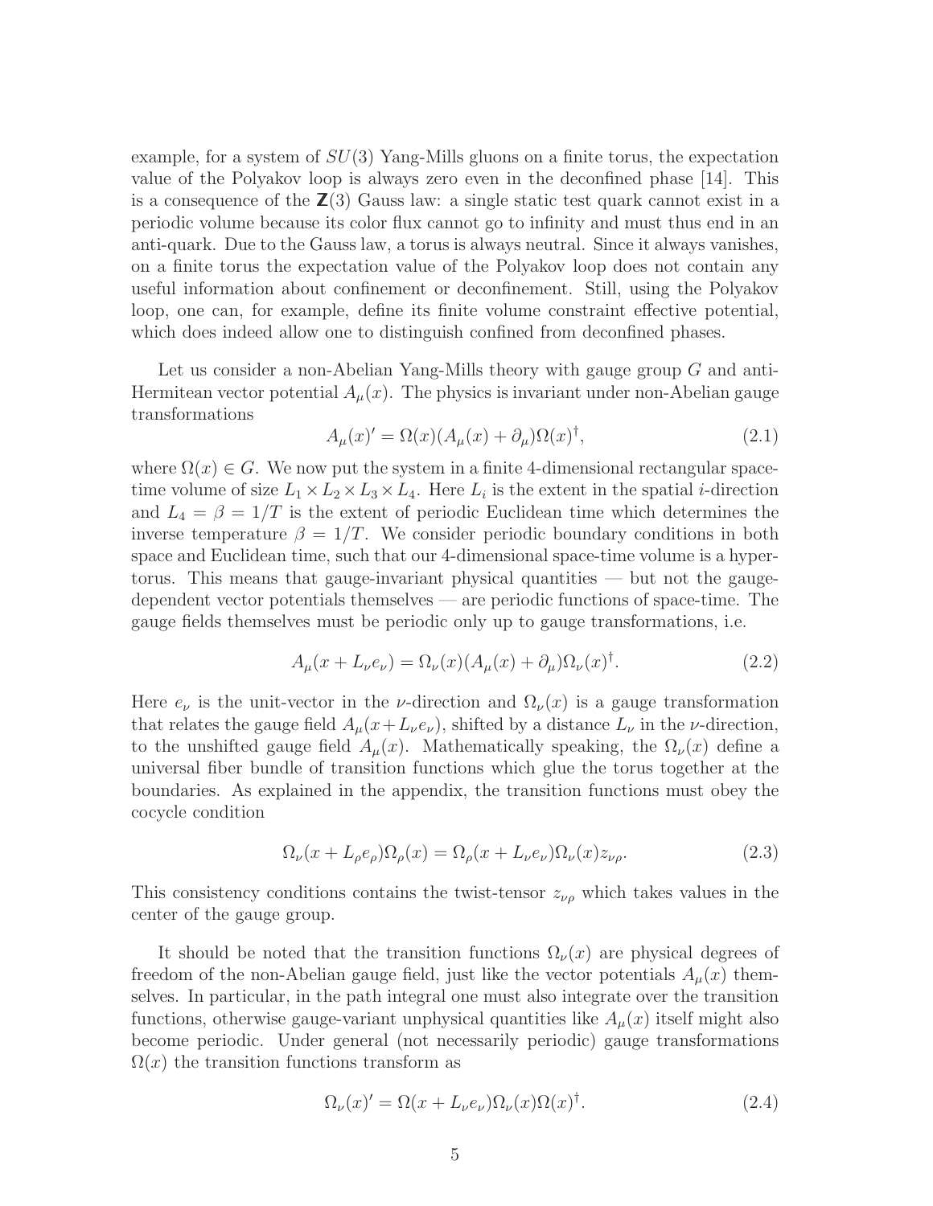example, for a system of $SU(3)$ Yang-Mills gluons on a finite torus, the expectation value of the Polyakov loop is always zero even in the deconfined phase [14]. This is a consequence of the $\mathbf{Z}(3)$ Gauss law: a single static test quark cannot exist in a periodic volume because its color flux cannot go to infinity and must thus end in an anti-quark. Due to the Gauss law, a torus is always neutral. Since it always vanishes, on a finite torus the expectation value of the Polyakov loop does not contain any useful information about confinement or deconfinement. Still, using the Polyakov loop, one can, for example, define its finite volume constraint effective potential, which does indeed allow one to distinguish confined from deconfined phases.

Let us consider a non-Abelian Yang-Mills theory with gauge group $G$ and anti-Hermitean vector potential $A_\mu(x)$. The physics is invariant under non-Abelian gauge transformations

$$A_\mu(x)' = \Omega(x)(A_\mu(x) + \partial_\mu)\Omega(x)^\dagger, \tag{2.1}$$

where $\Omega(x) \in G$. We now put the system in a finite 4-dimensional rectangular space-time volume of size $L_1 \times L_2 \times L_3 \times L_4$. Here $L_i$ is the extent in the spatial $i$-direction and $L_4 = \beta = 1/T$ is the extent of periodic Euclidean time which determines the inverse temperature $\beta = 1/T$. We consider periodic boundary conditions in both space and Euclidean time, such that our 4-dimensional space-time volume is a hyper-torus. This means that gauge-invariant physical quantities — but not the gauge-dependent vector potentials themselves — are periodic functions of space-time. The gauge fields themselves must be periodic only up to gauge transformations, i.e.

$$A_\mu(x + L_\nu e_\nu) = \Omega_\nu(x)(A_\mu(x) + \partial_\mu)\Omega_\nu(x)^\dagger. \tag{2.2}$$

Here $e_\nu$ is the unit-vector in the $\nu$-direction and $\Omega_\nu(x)$ is a gauge transformation that relates the gauge field $A_\mu(x+L_\nu e_\nu)$, shifted by a distance $L_\nu$ in the $\nu$-direction, to the unshifted gauge field $A_\mu(x)$. Mathematically speaking, the $\Omega_\nu(x)$ define a universal fiber bundle of transition functions which glue the torus together at the boundaries. As explained in the appendix, the transition functions must obey the cocycle condition

$$\Omega_\nu(x + L_\rho e_\rho)\Omega_\rho(x) = \Omega_\rho(x + L_\nu e_\nu)\Omega_\nu(x) z_{\nu\rho}. \tag{2.3}$$

This consistency conditions contains the twist-tensor $z_{\nu\rho}$ which takes values in the center of the gauge group.

It should be noted that the transition functions $\Omega_\nu(x)$ are physical degrees of freedom of the non-Abelian gauge field, just like the vector potentials $A_\mu(x)$ themselves. In particular, in the path integral one must also integrate over the transition functions, otherwise gauge-variant unphysical quantities like $A_\mu(x)$ itself might also become periodic. Under general (not necessarily periodic) gauge transformations $\Omega(x)$ the transition functions transform as

$$\Omega_\nu(x)' = \Omega(x + L_\nu e_\nu)\Omega_\nu(x)\Omega(x)^\dagger. \tag{2.4}$$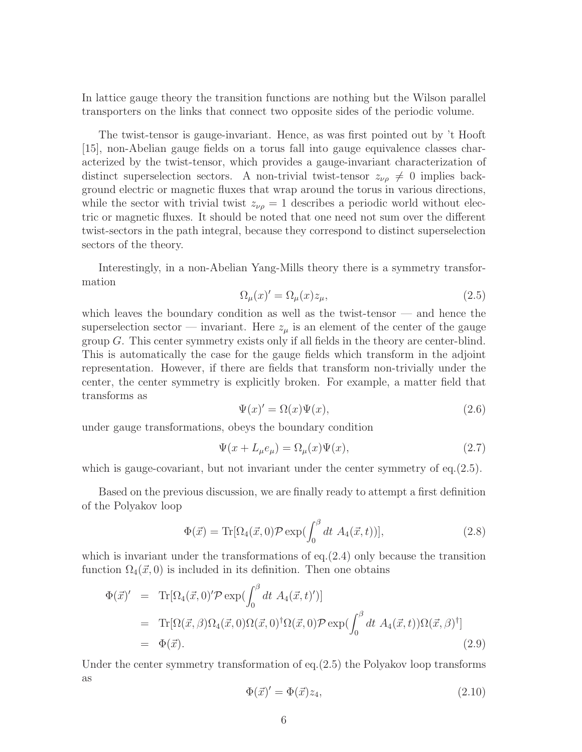In lattice gauge theory the transition functions are nothing but the Wilson parallel transporters on the links that connect two opposite sides of the periodic volume.

The twist-tensor is gauge-invariant. Hence, as was first pointed out by 't Hooft [15], non-Abelian gauge fields on a torus fall into gauge equivalence classes characterized by the twist-tensor, which provides a gauge-invariant characterization of distinct superselection sectors. A non-trivial twist-tensor $z_{\nu\rho} \neq 0$ implies background electric or magnetic fluxes that wrap around the torus in various directions, while the sector with trivial twist $z_{\nu\rho} = 1$ describes a periodic world without electric or magnetic fluxes. It should be noted that one need not sum over the different twist-sectors in the path integral, because they correspond to distinct superselection sectors of the theory.

Interestingly, in a non-Abelian Yang-Mills theory there is a symmetry transformation

$$\Omega_\mu(x)' = \Omega_\mu(x) z_\mu, \tag{2.5}$$

which leaves the boundary condition as well as the twist-tensor — and hence the superselection sector — invariant. Here $z_\mu$ is an element of the center of the gauge group $G$. This center symmetry exists only if all fields in the theory are center-blind. This is automatically the case for the gauge fields which transform in the adjoint representation. However, if there are fields that transform non-trivially under the center, the center symmetry is explicitly broken. For example, a matter field that transforms as

$$\Psi(x)' = \Omega(x)\Psi(x), \tag{2.6}$$

under gauge transformations, obeys the boundary condition

$$\Psi(x + L_\mu e_\mu) = \Omega_\mu(x)\Psi(x), \tag{2.7}$$

which is gauge-covariant, but not invariant under the center symmetry of eq.(2.5).

Based on the previous discussion, we are finally ready to attempt a first definition of the Polyakov loop

$$\Phi(\vec{x}) = \mathrm{Tr}[\Omega_4(\vec{x}, 0)\mathcal{P}\exp(\int_0^\beta dt\ A_4(\vec{x}, t))], \tag{2.8}$$

which is invariant under the transformations of eq.(2.4) only because the transition function $\Omega_4(\vec{x}, 0)$ is included in its definition. Then one obtains

$$\begin{aligned}
\Phi(\vec{x})' &= \mathrm{Tr}[\Omega_4(\vec{x}, 0)'\mathcal{P}\exp(\int_0^\beta dt\ A_4(\vec{x}, t)')] \\
&= \mathrm{Tr}[\Omega(\vec{x}, \beta)\Omega_4(\vec{x}, 0)\Omega(\vec{x}, 0)^\dagger\Omega(\vec{x}, 0)\mathcal{P}\exp(\int_0^\beta dt\ A_4(\vec{x}, t))\Omega(\vec{x}, \beta)^\dagger] \\
&= \Phi(\vec{x}).
\end{aligned} \tag{2.9}$$

Under the center symmetry transformation of eq.(2.5) the Polyakov loop transforms as

$$\Phi(\vec{x})' = \Phi(\vec{x}) z_4, \tag{2.10}$$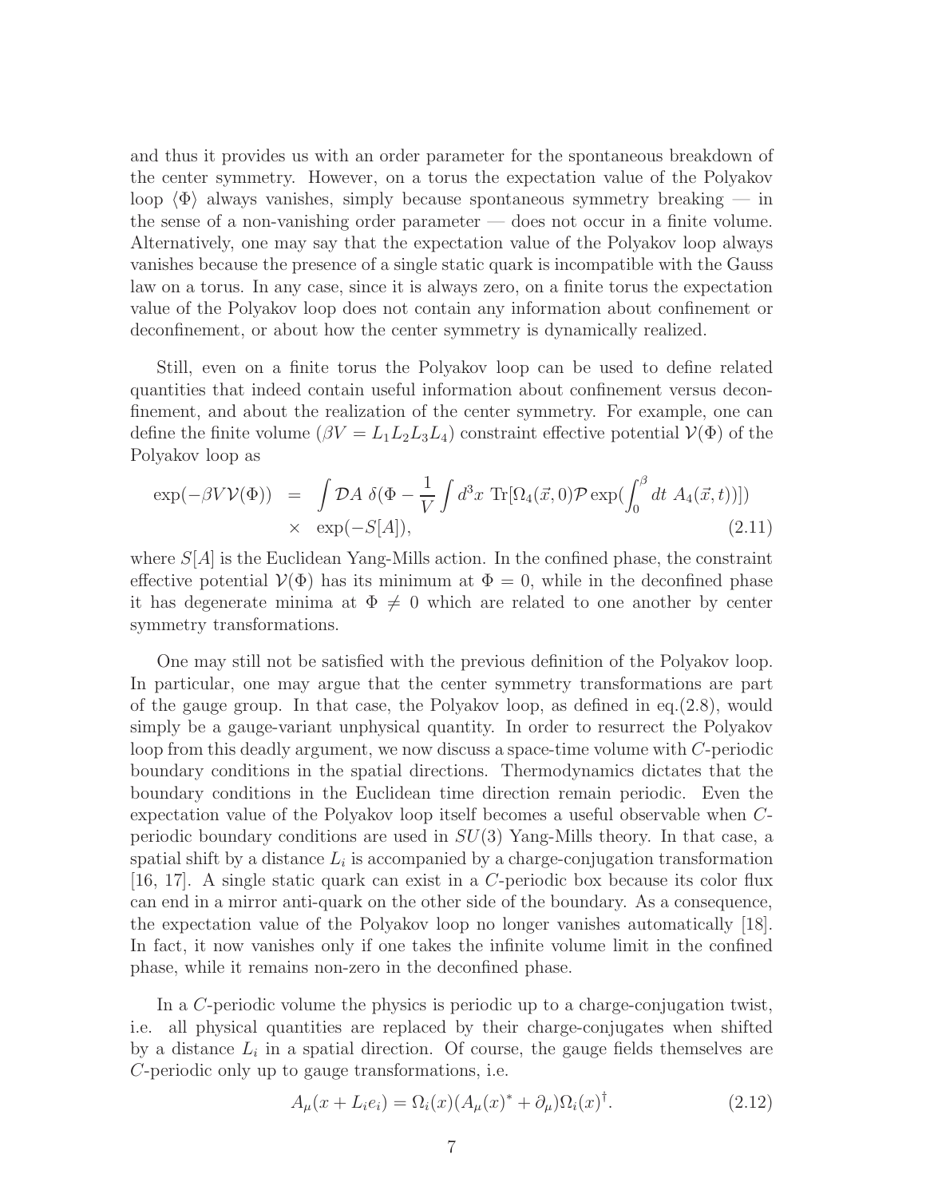and thus it provides us with an order parameter for the spontaneous breakdown of the center symmetry. However, on a torus the expectation value of the Polyakov loop $\langle\Phi\rangle$ always vanishes, simply because spontaneous symmetry breaking — in the sense of a non-vanishing order parameter — does not occur in a finite volume. Alternatively, one may say that the expectation value of the Polyakov loop always vanishes because the presence of a single static quark is incompatible with the Gauss law on a torus. In any case, since it is always zero, on a finite torus the expectation value of the Polyakov loop does not contain any information about confinement or deconfinement, or about how the center symmetry is dynamically realized.

Still, even on a finite torus the Polyakov loop can be used to define related quantities that indeed contain useful information about confinement versus deconfinement, and about the realization of the center symmetry. For example, one can define the finite volume ($\beta V = L_1 L_2 L_3 L_4$) constraint effective potential $\mathcal{V}(\Phi)$ of the Polyakov loop as

$$
\begin{aligned}
\exp(-\beta V \mathcal{V}(\Phi)) &= \int \mathcal{D}A \; \delta(\Phi - \frac{1}{V}\int d^3x \; \mathrm{Tr}[\Omega_4(\vec{x},0)\mathcal{P}\exp(\int_0^\beta dt \; A_4(\vec{x},t))]) \\
&\times \; \exp(-S[A]),
\end{aligned} \tag{2.11}
$$

where $S[A]$ is the Euclidean Yang-Mills action. In the confined phase, the constraint effective potential $\mathcal{V}(\Phi)$ has its minimum at $\Phi = 0$, while in the deconfined phase it has degenerate minima at $\Phi \neq 0$ which are related to one another by center symmetry transformations.

One may still not be satisfied with the previous definition of the Polyakov loop. In particular, one may argue that the center symmetry transformations are part of the gauge group. In that case, the Polyakov loop, as defined in eq.(2.8), would simply be a gauge-variant unphysical quantity. In order to resurrect the Polyakov loop from this deadly argument, we now discuss a space-time volume with $C$-periodic boundary conditions in the spatial directions. Thermodynamics dictates that the boundary conditions in the Euclidean time direction remain periodic. Even the expectation value of the Polyakov loop itself becomes a useful observable when $C$-periodic boundary conditions are used in $SU(3)$ Yang-Mills theory. In that case, a spatial shift by a distance $L_i$ is accompanied by a charge-conjugation transformation [16, 17]. A single static quark can exist in a $C$-periodic box because its color flux can end in a mirror anti-quark on the other side of the boundary. As a consequence, the expectation value of the Polyakov loop no longer vanishes automatically [18]. In fact, it now vanishes only if one takes the infinite volume limit in the confined phase, while it remains non-zero in the deconfined phase.

In a $C$-periodic volume the physics is periodic up to a charge-conjugation twist, i.e. all physical quantities are replaced by their charge-conjugates when shifted by a distance $L_i$ in a spatial direction. Of course, the gauge fields themselves are $C$-periodic only up to gauge transformations, i.e.

$$
A_\mu(x + L_i e_i) = \Omega_i(x)(A_\mu(x)^* + \partial_\mu)\Omega_i(x)^\dagger. \tag{2.12}
$$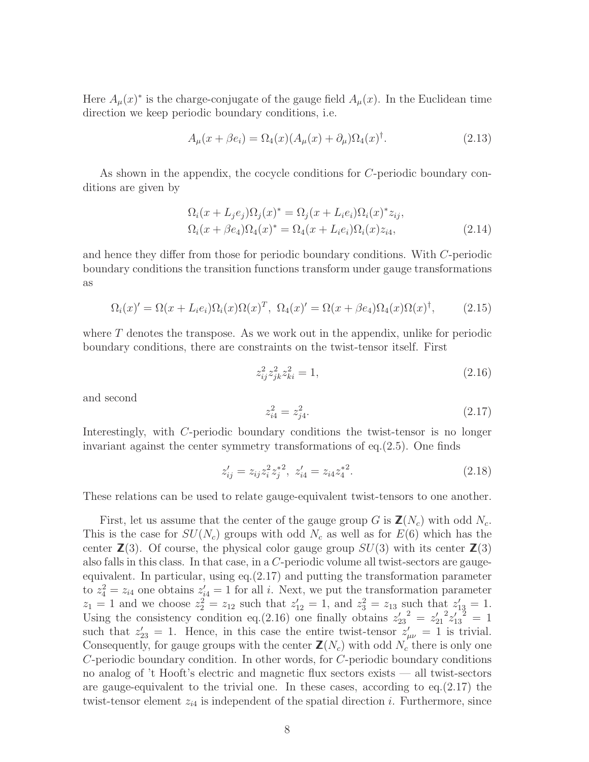Here $A_\mu(x)^*$ is the charge-conjugate of the gauge field $A_\mu(x)$. In the Euclidean time direction we keep periodic boundary conditions, i.e.

$$A_\mu(x + \beta e_i) = \Omega_4(x)(A_\mu(x) + \partial_\mu)\Omega_4(x)^\dagger. \tag{2.13}$$

As shown in the appendix, the cocycle conditions for $C$-periodic boundary conditions are given by

$$\begin{aligned}
\Omega_i(x + L_j e_j)\Omega_j(x)^* &= \Omega_j(x + L_i e_i)\Omega_i(x)^* z_{ij}, \\
\Omega_i(x + \beta e_4)\Omega_4(x)^* &= \Omega_4(x + L_i e_i)\Omega_i(x) z_{i4},
\end{aligned} \tag{2.14}$$

and hence they differ from those for periodic boundary conditions. With $C$-periodic boundary conditions the transition functions transform under gauge transformations as

$$\Omega_i(x)' = \Omega(x + L_i e_i)\Omega_i(x)\Omega(x)^T, \;\; \Omega_4(x)' = \Omega(x + \beta e_4)\Omega_4(x)\Omega(x)^\dagger, \tag{2.15}$$

where $T$ denotes the transpose. As we work out in the appendix, unlike for periodic boundary conditions, there are constraints on the twist-tensor itself. First

$$z_{ij}^2 z_{jk}^2 z_{ki}^2 = 1, \tag{2.16}$$

and second

$$z_{i4}^2 = z_{j4}^2. \tag{2.17}$$

Interestingly, with $C$-periodic boundary conditions the twist-tensor is no longer invariant against the center symmetry transformations of eq.(2.5). One finds

$$z'_{ij} = z_{ij} z_i^2 z_j^{*2}, \;\; z'_{i4} = z_{i4} z_4^{*2}. \tag{2.18}$$

These relations can be used to relate gauge-equivalent twist-tensors to one another.

First, let us assume that the center of the gauge group $G$ is $\mathbf{Z}(N_c)$ with odd $N_c$. This is the case for $SU(N_c)$ groups with odd $N_c$ as well as for $E(6)$ which has the center $\mathbf{Z}(3)$. Of course, the physical color gauge group $SU(3)$ with its center $\mathbf{Z}(3)$ also falls in this class. In that case, in a $C$-periodic volume all twist-sectors are gauge-equivalent. In particular, using eq.(2.17) and putting the transformation parameter to $z_4^2 = z_{i4}$ one obtains $z'_{i4} = 1$ for all $i$. Next, we put the transformation parameter $z_1 = 1$ and we choose $z_2^2 = z_{12}$ such that $z'_{12} = 1$, and $z_3^2 = z_{13}$ such that $z'_{13} = 1$. Using the consistency condition eq.(2.16) one finally obtains ${z'_{23}}^2 = {z'_{21}}^2 {z'_{13}}^2 = 1$ such that $z'_{23} = 1$. Hence, in this case the entire twist-tensor $z'_{\mu\nu} = 1$ is trivial. Consequently, for gauge groups with the center $\mathbf{Z}(N_c)$ with odd $N_c$ there is only one $C$-periodic boundary condition. In other words, for $C$-periodic boundary conditions no analog of 't Hooft's electric and magnetic flux sectors exists — all twist-sectors are gauge-equivalent to the trivial one. In these cases, according to eq.(2.17) the twist-tensor element $z_{i4}$ is independent of the spatial direction $i$. Furthermore, since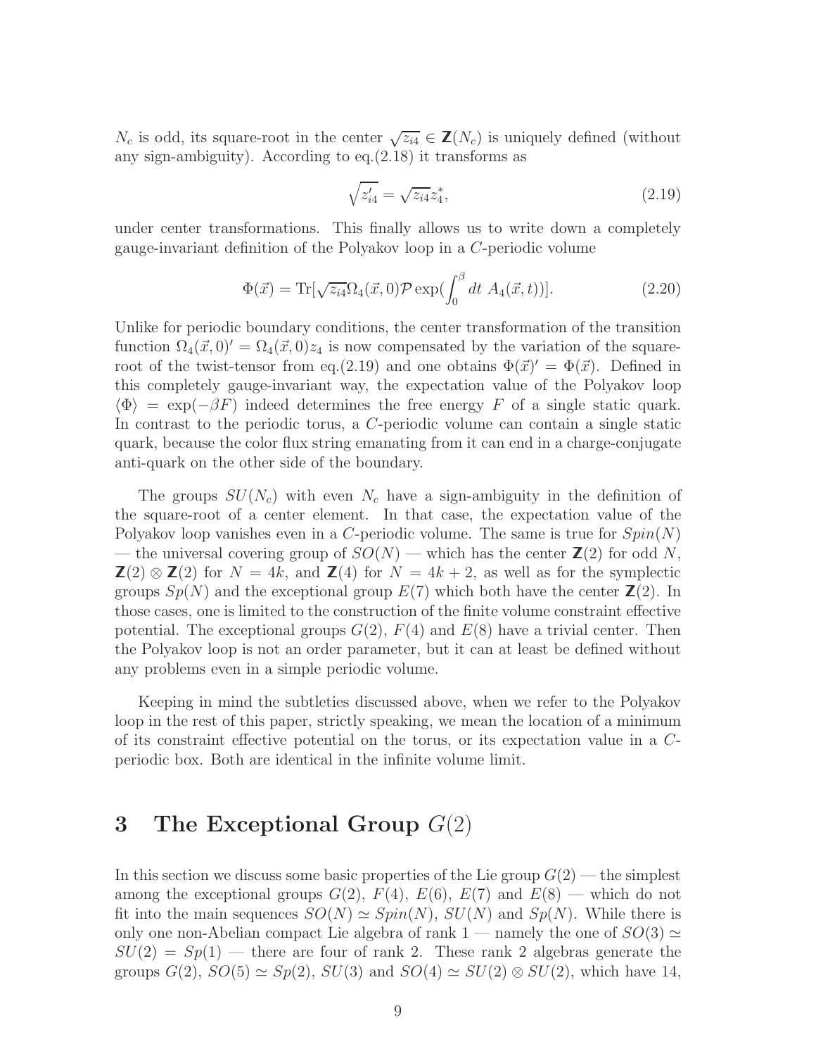$N_c$ is odd, its square-root in the center $\sqrt{z_{i4}} \in \mathbf{Z}(N_c)$ is uniquely defined (without any sign-ambiguity). According to eq.(2.18) it transforms as

$$\sqrt{z'_{i4}} = \sqrt{z_{i4}} z_4^*, \tag{2.19}$$

under center transformations. This finally allows us to write down a completely gauge-invariant definition of the Polyakov loop in a $C$-periodic volume

$$\Phi(\vec{x}) = \mathrm{Tr}[\sqrt{z_{i4}} \Omega_4(\vec{x}, 0) \mathcal{P} \exp(\int_0^\beta dt \; A_4(\vec{x}, t))]. \tag{2.20}$$

Unlike for periodic boundary conditions, the center transformation of the transition function $\Omega_4(\vec{x}, 0)' = \Omega_4(\vec{x}, 0) z_4$ is now compensated by the variation of the square-root of the twist-tensor from eq.(2.19) and one obtains $\Phi(\vec{x})' = \Phi(\vec{x})$. Defined in this completely gauge-invariant way, the expectation value of the Polyakov loop $\langle \Phi \rangle = \exp(-\beta F)$ indeed determines the free energy $F$ of a single static quark. In contrast to the periodic torus, a $C$-periodic volume can contain a single static quark, because the color flux string emanating from it can end in a charge-conjugate anti-quark on the other side of the boundary.

The groups $SU(N_c)$ with even $N_c$ have a sign-ambiguity in the definition of the square-root of a center element. In that case, the expectation value of the Polyakov loop vanishes even in a $C$-periodic volume. The same is true for $Spin(N)$ — the universal covering group of $SO(N)$ — which has the center $\mathbf{Z}(2)$ for odd $N$, $\mathbf{Z}(2) \otimes \mathbf{Z}(2)$ for $N = 4k$, and $\mathbf{Z}(4)$ for $N = 4k + 2$, as well as for the symplectic groups $Sp(N)$ and the exceptional group $E(7)$ which both have the center $\mathbf{Z}(2)$. In those cases, one is limited to the construction of the finite volume constraint effective potential. The exceptional groups $G(2)$, $F(4)$ and $E(8)$ have a trivial center. Then the Polyakov loop is not an order parameter, but it can at least be defined without any problems even in a simple periodic volume.

Keeping in mind the subtleties discussed above, when we refer to the Polyakov loop in the rest of this paper, strictly speaking, we mean the location of a minimum of its constraint effective potential on the torus, or its expectation value in a $C$-periodic box. Both are identical in the infinite volume limit.

# 3 The Exceptional Group $G(2)$

In this section we discuss some basic properties of the Lie group $G(2)$ — the simplest among the exceptional groups $G(2)$, $F(4)$, $E(6)$, $E(7)$ and $E(8)$ — which do not fit into the main sequences $SO(N) \simeq Spin(N)$, $SU(N)$ and $Sp(N)$. While there is only one non-Abelian compact Lie algebra of rank 1 — namely the one of $SO(3) \simeq SU(2) = Sp(1)$ — there are four of rank 2. These rank 2 algebras generate the groups $G(2)$, $SO(5) \simeq Sp(2)$, $SU(3)$ and $SO(4) \simeq SU(2) \otimes SU(2)$, which have 14,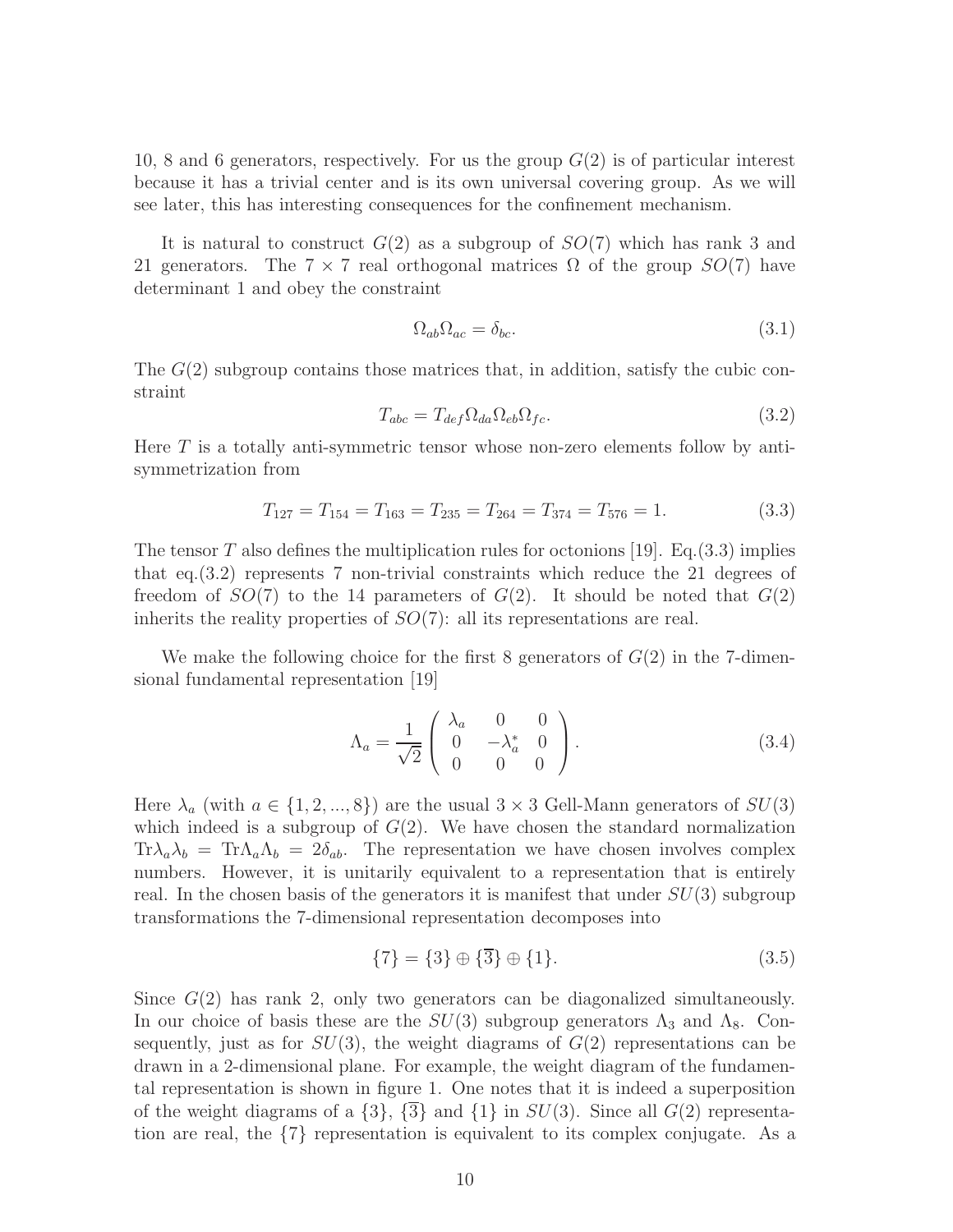10, 8 and 6 generators, respectively. For us the group $G(2)$ is of particular interest because it has a trivial center and is its own universal covering group. As we will see later, this has interesting consequences for the confinement mechanism.

It is natural to construct $G(2)$ as a subgroup of $SO(7)$ which has rank 3 and 21 generators. The $7 \times 7$ real orthogonal matrices $\Omega$ of the group $SO(7)$ have determinant 1 and obey the constraint

$$\Omega_{ab}\Omega_{ac} = \delta_{bc}. \tag{3.1}$$

The $G(2)$ subgroup contains those matrices that, in addition, satisfy the cubic constraint

$$T_{abc} = T_{def}\Omega_{da}\Omega_{eb}\Omega_{fc}. \tag{3.2}$$

Here $T$ is a totally anti-symmetric tensor whose non-zero elements follow by anti-symmetrization from

$$T_{127} = T_{154} = T_{163} = T_{235} = T_{264} = T_{374} = T_{576} = 1. \tag{3.3}$$

The tensor $T$ also defines the multiplication rules for octonions [19]. Eq.(3.3) implies that eq.(3.2) represents 7 non-trivial constraints which reduce the 21 degrees of freedom of $SO(7)$ to the 14 parameters of $G(2)$. It should be noted that $G(2)$ inherits the reality properties of $SO(7)$: all its representations are real.

We make the following choice for the first 8 generators of $G(2)$ in the 7-dimensional fundamental representation [19]

$$\Lambda_a = \frac{1}{\sqrt{2}} \begin{pmatrix} \lambda_a & 0 & 0 \\ 0 & -\lambda_a^* & 0 \\ 0 & 0 & 0 \end{pmatrix}. \tag{3.4}$$

Here $\lambda_a$ (with $a \in \{1, 2, ..., 8\}$) are the usual $3 \times 3$ Gell-Mann generators of $SU(3)$ which indeed is a subgroup of $G(2)$. We have chosen the standard normalization $\text{Tr}\lambda_a\lambda_b = \text{Tr}\Lambda_a\Lambda_b = 2\delta_{ab}$. The representation we have chosen involves complex numbers. However, it is unitarily equivalent to a representation that is entirely real. In the chosen basis of the generators it is manifest that under $SU(3)$ subgroup transformations the 7-dimensional representation decomposes into

$$\{7\} = \{3\} \oplus \{\overline{3}\} \oplus \{1\}. \tag{3.5}$$

Since $G(2)$ has rank 2, only two generators can be diagonalized simultaneously. In our choice of basis these are the $SU(3)$ subgroup generators $\Lambda_3$ and $\Lambda_8$. Consequently, just as for $SU(3)$, the weight diagrams of $G(2)$ representations can be drawn in a 2-dimensional plane. For example, the weight diagram of the fundamental representation is shown in figure 1. One notes that it is indeed a superposition of the weight diagrams of a $\{3\}$, $\{\overline{3}\}$ and $\{1\}$ in $SU(3)$. Since all $G(2)$ representation are real, the $\{7\}$ representation is equivalent to its complex conjugate. As a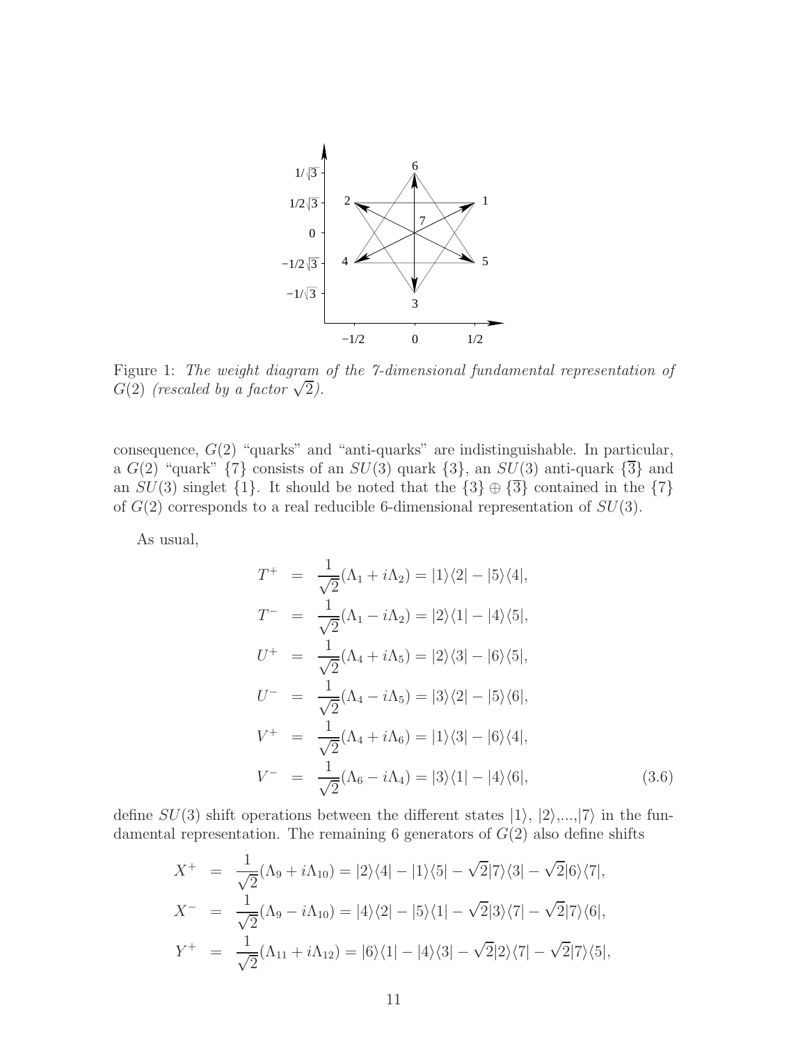Figure 1: *The weight diagram of the 7-dimensional fundamental representation of $G(2)$ (rescaled by a factor $\sqrt{2}$).*

consequence, $G(2)$ "quarks" and "anti-quarks" are indistinguishable. In particular, a $G(2)$ "quark" $\{7\}$ consists of an $SU(3)$ quark $\{3\}$, an $SU(3)$ anti-quark $\{\overline{3}\}$ and an $SU(3)$ singlet $\{1\}$. It should be noted that the $\{3\} \oplus \{\overline{3}\}$ contained in the $\{7\}$ of $G(2)$ corresponds to a real reducible 6-dimensional representation of $SU(3)$.

As usual,

$$
\begin{aligned}
T^+ &= \frac{1}{\sqrt{2}}(\Lambda_1 + i\Lambda_2) = |1\rangle\langle 2| - |5\rangle\langle 4|, \\
T^- &= \frac{1}{\sqrt{2}}(\Lambda_1 - i\Lambda_2) = |2\rangle\langle 1| - |4\rangle\langle 5|, \\
U^+ &= \frac{1}{\sqrt{2}}(\Lambda_4 + i\Lambda_5) = |2\rangle\langle 3| - |6\rangle\langle 5|, \\
U^- &= \frac{1}{\sqrt{2}}(\Lambda_4 - i\Lambda_5) = |3\rangle\langle 2| - |5\rangle\langle 6|, \\
V^+ &= \frac{1}{\sqrt{2}}(\Lambda_4 + i\Lambda_6) = |1\rangle\langle 3| - |6\rangle\langle 4|, \\
V^- &= \frac{1}{\sqrt{2}}(\Lambda_6 - i\Lambda_4) = |3\rangle\langle 1| - |4\rangle\langle 6|,
\end{aligned}
\tag{3.6}
$$

define $SU(3)$ shift operations between the different states $|1\rangle$, $|2\rangle$,...,$|7\rangle$ in the fundamental representation. The remaining 6 generators of $G(2)$ also define shifts

$$
\begin{aligned}
X^+ &= \frac{1}{\sqrt{2}}(\Lambda_9 + i\Lambda_{10}) = |2\rangle\langle 4| - |1\rangle\langle 5| - \sqrt{2}|7\rangle\langle 3| - \sqrt{2}|6\rangle\langle 7|, \\
X^- &= \frac{1}{\sqrt{2}}(\Lambda_9 - i\Lambda_{10}) = |4\rangle\langle 2| - |5\rangle\langle 1| - \sqrt{2}|3\rangle\langle 7| - \sqrt{2}|7\rangle\langle 6|, \\
Y^+ &= \frac{1}{\sqrt{2}}(\Lambda_{11} + i\Lambda_{12}) = |6\rangle\langle 1| - |4\rangle\langle 3| - \sqrt{2}|2\rangle\langle 7| - \sqrt{2}|7\rangle\langle 5|,
\end{aligned}
$$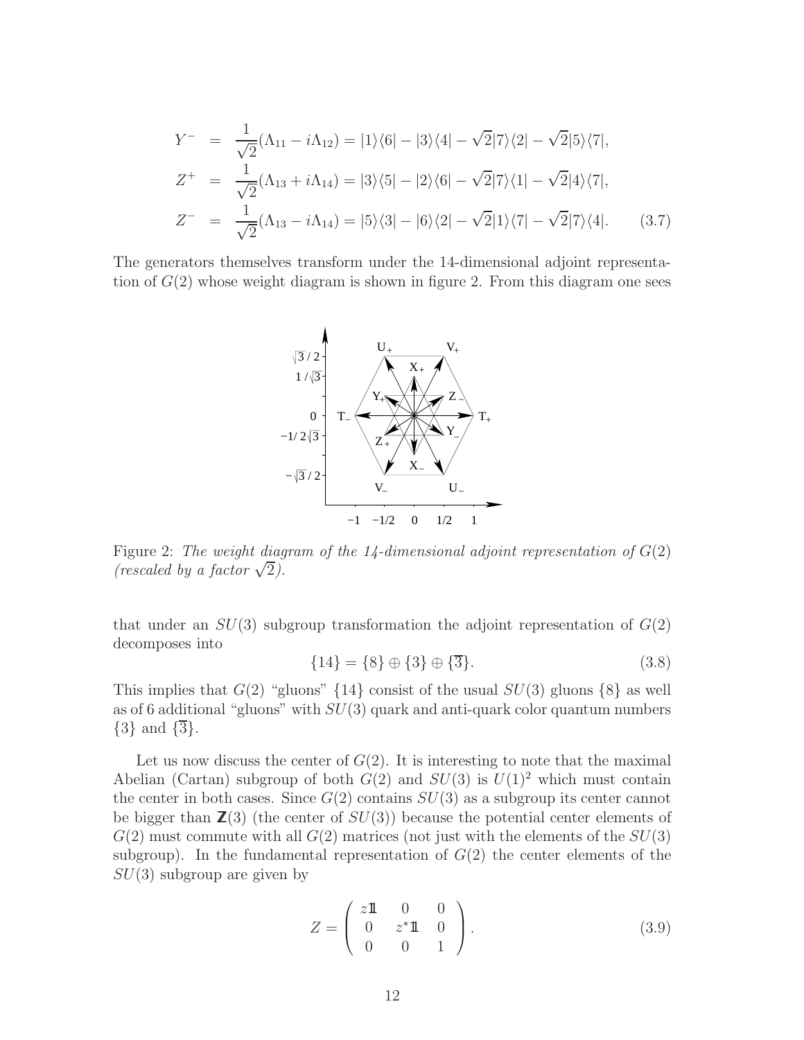$$
\begin{aligned}
Y^- &= \frac{1}{\sqrt{2}}(\Lambda_{11} - i\Lambda_{12}) = |1\rangle\langle 6| - |3\rangle\langle 4| - \sqrt{2}|7\rangle\langle 2| - \sqrt{2}|5\rangle\langle 7|, \\
Z^+ &= \frac{1}{\sqrt{2}}(\Lambda_{13} + i\Lambda_{14}) = |3\rangle\langle 5| - |2\rangle\langle 6| - \sqrt{2}|7\rangle\langle 1| - \sqrt{2}|4\rangle\langle 7|, \\
Z^- &= \frac{1}{\sqrt{2}}(\Lambda_{13} - i\Lambda_{14}) = |5\rangle\langle 3| - |6\rangle\langle 2| - \sqrt{2}|1\rangle\langle 7| - \sqrt{2}|7\rangle\langle 4|. \qquad (3.7)
\end{aligned}
$$

The generators themselves transform under the 14-dimensional adjoint representation of $G(2)$ whose weight diagram is shown in figure 2. From this diagram one sees

Figure 2: *The weight diagram of the 14-dimensional adjoint representation of* $G(2)$ *(rescaled by a factor* $\sqrt{2}$*).*

that under an $SU(3)$ subgroup transformation the adjoint representation of $G(2)$ decomposes into

$$
\{14\} = \{8\} \oplus \{3\} \oplus \{\overline{3}\}. \qquad (3.8)
$$

This implies that $G(2)$ "gluons" $\{14\}$ consist of the usual $SU(3)$ gluons $\{8\}$ as well as of 6 additional "gluons" with $SU(3)$ quark and anti-quark color quantum numbers $\{3\}$ and $\{\overline{3}\}$.

Let us now discuss the center of $G(2)$. It is interesting to note that the maximal Abelian (Cartan) subgroup of both $G(2)$ and $SU(3)$ is $U(1)^2$ which must contain the center in both cases. Since $G(2)$ contains $SU(3)$ as a subgroup its center cannot be bigger than $\mathbb{Z}(3)$ (the center of $SU(3)$) because the potential center elements of $G(2)$ must commute with all $G(2)$ matrices (not just with the elements of the $SU(3)$ subgroup). In the fundamental representation of $G(2)$ the center elements of the $SU(3)$ subgroup are given by

$$
Z = \begin{pmatrix} z\mathbb{1} & 0 & 0 \\ 0 & z^*\mathbb{1} & 0 \\ 0 & 0 & 1 \end{pmatrix}. \qquad (3.9)
$$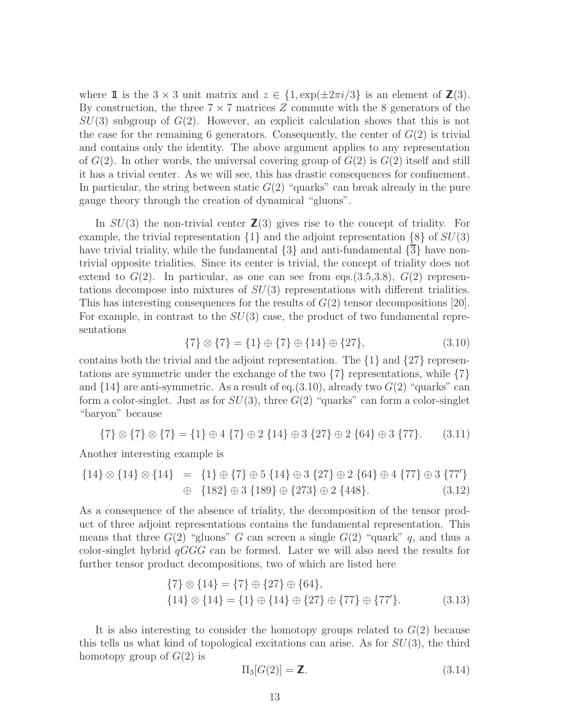where $\mathbb{1}$ is the $3 \times 3$ unit matrix and $z \in \{1, \exp(\pm 2\pi i/3\}$ is an element of $\mathbf{Z}(3)$. By construction, the three $7 \times 7$ matrices $Z$ commute with the 8 generators of the $SU(3)$ subgroup of $G(2)$. However, an explicit calculation shows that this is not the case for the remaining 6 generators. Consequently, the center of $G(2)$ is trivial and contains only the identity. The above argument applies to any representation of $G(2)$. In other words, the universal covering group of $G(2)$ is $G(2)$ itself and still it has a trivial center. As we will see, this has drastic consequences for confinement. In particular, the string between static $G(2)$ "quarks" can break already in the pure gauge theory through the creation of dynamical "gluons".

In $SU(3)$ the non-trivial center $\mathbf{Z}(3)$ gives rise to the concept of triality. For example, the trivial representation $\{1\}$ and the adjoint representation $\{8\}$ of $SU(3)$ have trivial triality, while the fundamental $\{3\}$ and anti-fundamental $\{\overline{3}\}$ have non-trivial opposite trialities. Since its center is trivial, the concept of triality does not extend to $G(2)$. In particular, as one can see from eqs.(3.5,3.8), $G(2)$ representations decompose into mixtures of $SU(3)$ representations with different trialities. This has interesting consequences for the results of $G(2)$ tensor decompositions [20]. For example, in contrast to the $SU(3)$ case, the product of two fundamental representations

$$\{7\} \otimes \{7\} = \{1\} \oplus \{7\} \oplus \{14\} \oplus \{27\}, \tag{3.10}$$

contains both the trivial and the adjoint representation. The $\{1\}$ and $\{27\}$ representations are symmetric under the exchange of the two $\{7\}$ representations, while $\{7\}$ and $\{14\}$ are anti-symmetric. As a result of eq.(3.10), already two $G(2)$ "quarks" can form a color-singlet. Just as for $SU(3)$, three $G(2)$ "quarks" can form a color-singlet "baryon" because

$$\{7\} \otimes \{7\} \otimes \{7\} = \{1\} \oplus 4\,\{7\} \oplus 2\,\{14\} \oplus 3\,\{27\} \oplus 2\,\{64\} \oplus 3\,\{77\}. \tag{3.11}$$

Another interesting example is

$$\begin{aligned}\{14\} \otimes \{14\} \otimes \{14\} &= \{1\} \oplus \{7\} \oplus 5\,\{14\} \oplus 3\,\{27\} \oplus 2\,\{64\} \oplus 4\,\{77\} \oplus 3\,\{77'\} \\ &\oplus \{182\} \oplus 3\,\{189\} \oplus \{273\} \oplus 2\,\{448\}.\end{aligned} \tag{3.12}$$

As a consequence of the absence of triality, the decomposition of the tensor product of three adjoint representations contains the fundamental representation. This means that three $G(2)$ "gluons" $G$ can screen a single $G(2)$ "quark" $q$, and thus a color-singlet hybrid $qGGG$ can be formed. Later we will also need the results for further tensor product decompositions, two of which are listed here

$$\begin{aligned}&\{7\} \otimes \{14\} = \{7\} \oplus \{27\} \oplus \{64\}, \\ &\{14\} \otimes \{14\} = \{1\} \oplus \{14\} \oplus \{27\} \oplus \{77\} \oplus \{77'\}.\end{aligned} \tag{3.13}$$

It is also interesting to consider the homotopy groups related to $G(2)$ because this tells us what kind of topological excitations can arise. As for $SU(3)$, the third homotopy group of $G(2)$ is

$$\Pi_3[G(2)] = \mathbf{Z}. \tag{3.14}$$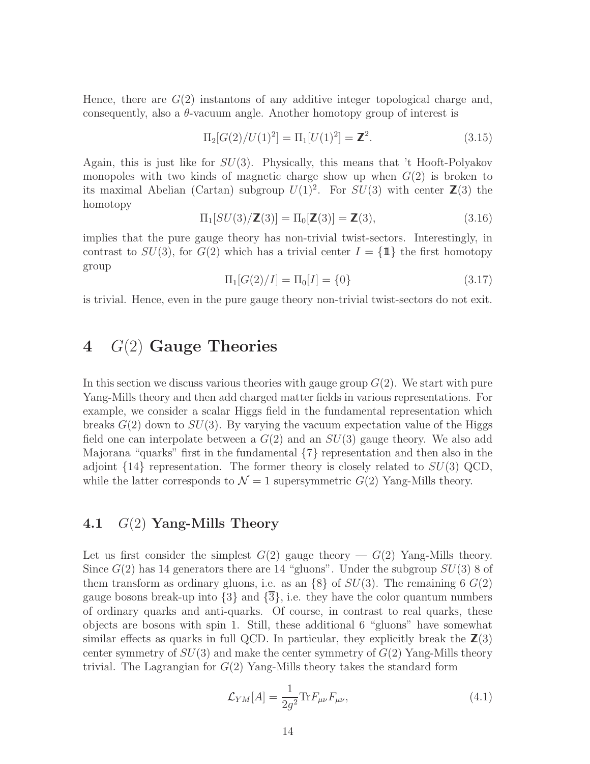Hence, there are $G(2)$ instantons of any additive integer topological charge and, consequently, also a $\theta$-vacuum angle. Another homotopy group of interest is

$$\Pi_2[G(2)/U(1)^2] = \Pi_1[U(1)^2] = \mathbb{Z}^2. \tag{3.15}$$

Again, this is just like for $SU(3)$. Physically, this means that 't Hooft-Polyakov monopoles with two kinds of magnetic charge show up when $G(2)$ is broken to its maximal Abelian (Cartan) subgroup $U(1)^2$. For $SU(3)$ with center $\mathbb{Z}(3)$ the homotopy

$$\Pi_1[SU(3)/\mathbb{Z}(3)] = \Pi_0[\mathbb{Z}(3)] = \mathbb{Z}(3), \tag{3.16}$$

implies that the pure gauge theory has non-trivial twist-sectors. Interestingly, in contrast to $SU(3)$, for $G(2)$ which has a trivial center $I = \{\mathbb{1}\}$ the first homotopy group

$$\Pi_1[G(2)/I] = \Pi_0[I] = \{0\} \tag{3.17}$$

is trivial. Hence, even in the pure gauge theory non-trivial twist-sectors do not exit.

# 4 $G(2)$ Gauge Theories

In this section we discuss various theories with gauge group $G(2)$. We start with pure Yang-Mills theory and then add charged matter fields in various representations. For example, we consider a scalar Higgs field in the fundamental representation which breaks $G(2)$ down to $SU(3)$. By varying the vacuum expectation value of the Higgs field one can interpolate between a $G(2)$ and an $SU(3)$ gauge theory. We also add Majorana "quarks" first in the fundamental $\{7\}$ representation and then also in the adjoint $\{14\}$ representation. The former theory is closely related to $SU(3)$ QCD, while the latter corresponds to $\mathcal{N} = 1$ supersymmetric $G(2)$ Yang-Mills theory.

## 4.1 $G(2)$ Yang-Mills Theory

Let us first consider the simplest $G(2)$ gauge theory — $G(2)$ Yang-Mills theory. Since $G(2)$ has 14 generators there are 14 "gluons". Under the subgroup $SU(3)$ 8 of them transform as ordinary gluons, i.e. as an $\{8\}$ of $SU(3)$. The remaining 6 $G(2)$ gauge bosons break-up into $\{3\}$ and $\{\overline{3}\}$, i.e. they have the color quantum numbers of ordinary quarks and anti-quarks. Of course, in contrast to real quarks, these objects are bosons with spin 1. Still, these additional 6 "gluons" have somewhat similar effects as quarks in full QCD. In particular, they explicitly break the $\mathbb{Z}(3)$ center symmetry of $SU(3)$ and make the center symmetry of $G(2)$ Yang-Mills theory trivial. The Lagrangian for $G(2)$ Yang-Mills theory takes the standard form

$$\mathcal{L}_{YM}[A] = \frac{1}{2g^2} \text{Tr} F_{\mu\nu} F_{\mu\nu}, \tag{4.1}$$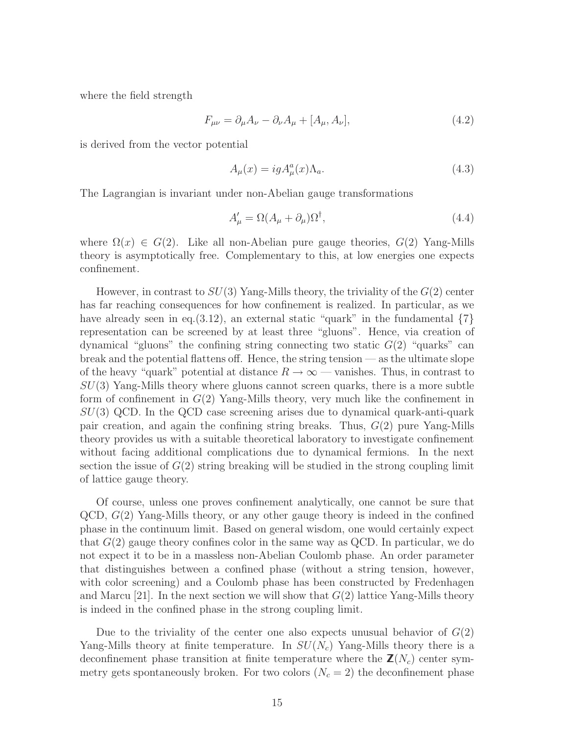where the field strength

$$F_{\mu\nu} = \partial_\mu A_\nu - \partial_\nu A_\mu + [A_\mu, A_\nu], \tag{4.2}$$

is derived from the vector potential

$$A_\mu(x) = igA_\mu^a(x)\Lambda_a. \tag{4.3}$$

The Lagrangian is invariant under non-Abelian gauge transformations

$$A'_\mu = \Omega(A_\mu + \partial_\mu)\Omega^\dagger, \tag{4.4}$$

where $\Omega(x) \in G(2)$. Like all non-Abelian pure gauge theories, $G(2)$ Yang-Mills theory is asymptotically free. Complementary to this, at low energies one expects confinement.

However, in contrast to $SU(3)$ Yang-Mills theory, the triviality of the $G(2)$ center has far reaching consequences for how confinement is realized. In particular, as we have already seen in eq.(3.12), an external static "quark" in the fundamental $\{7\}$ representation can be screened by at least three "gluons". Hence, via creation of dynamical "gluons" the confining string connecting two static $G(2)$ "quarks" can break and the potential flattens off. Hence, the string tension — as the ultimate slope of the heavy "quark" potential at distance $R \to \infty$ — vanishes. Thus, in contrast to $SU(3)$ Yang-Mills theory where gluons cannot screen quarks, there is a more subtle form of confinement in $G(2)$ Yang-Mills theory, very much like the confinement in $SU(3)$ QCD. In the QCD case screening arises due to dynamical quark-anti-quark pair creation, and again the confining string breaks. Thus, $G(2)$ pure Yang-Mills theory provides us with a suitable theoretical laboratory to investigate confinement without facing additional complications due to dynamical fermions. In the next section the issue of $G(2)$ string breaking will be studied in the strong coupling limit of lattice gauge theory.

Of course, unless one proves confinement analytically, one cannot be sure that QCD, $G(2)$ Yang-Mills theory, or any other gauge theory is indeed in the confined phase in the continuum limit. Based on general wisdom, one would certainly expect that $G(2)$ gauge theory confines color in the same way as QCD. In particular, we do not expect it to be in a massless non-Abelian Coulomb phase. An order parameter that distinguishes between a confined phase (without a string tension, however, with color screening) and a Coulomb phase has been constructed by Fredenhagen and Marcu [21]. In the next section we will show that $G(2)$ lattice Yang-Mills theory is indeed in the confined phase in the strong coupling limit.

Due to the triviality of the center one also expects unusual behavior of $G(2)$ Yang-Mills theory at finite temperature. In $SU(N_c)$ Yang-Mills theory there is a deconfinement phase transition at finite temperature where the $\mathbb{Z}(N_c)$ center symmetry gets spontaneously broken. For two colors ($N_c = 2$) the deconfinement phase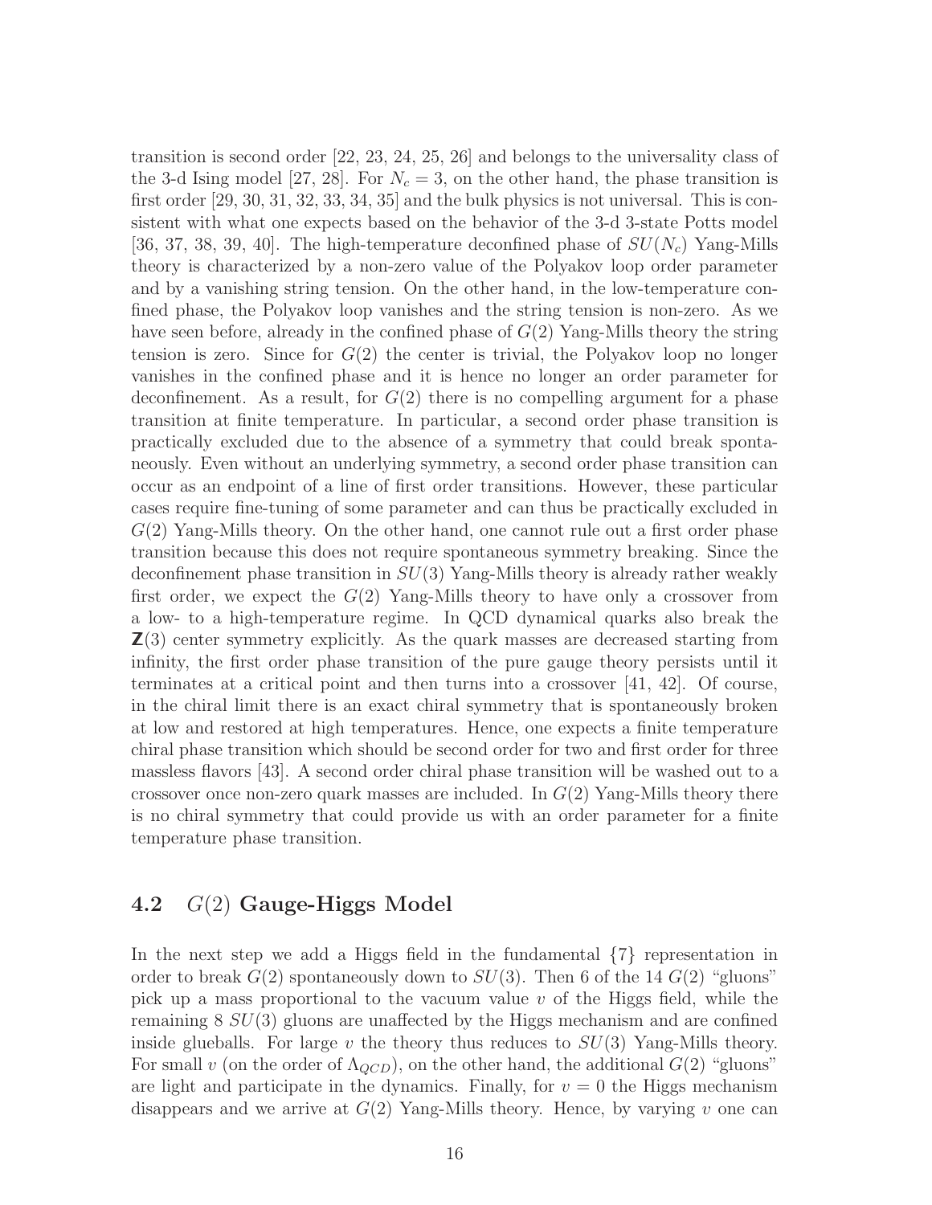transition is second order [22, 23, 24, 25, 26] and belongs to the universality class of the 3-d Ising model [27, 28]. For $N_c = 3$, on the other hand, the phase transition is first order [29, 30, 31, 32, 33, 34, 35] and the bulk physics is not universal. This is consistent with what one expects based on the behavior of the 3-d 3-state Potts model [36, 37, 38, 39, 40]. The high-temperature deconfined phase of $SU(N_c)$ Yang-Mills theory is characterized by a non-zero value of the Polyakov loop order parameter and by a vanishing string tension. On the other hand, in the low-temperature confined phase, the Polyakov loop vanishes and the string tension is non-zero. As we have seen before, already in the confined phase of $G(2)$ Yang-Mills theory the string tension is zero. Since for $G(2)$ the center is trivial, the Polyakov loop no longer vanishes in the confined phase and it is hence no longer an order parameter for deconfinement. As a result, for $G(2)$ there is no compelling argument for a phase transition at finite temperature. In particular, a second order phase transition is practically excluded due to the absence of a symmetry that could break spontaneously. Even without an underlying symmetry, a second order phase transition can occur as an endpoint of a line of first order transitions. However, these particular cases require fine-tuning of some parameter and can thus be practically excluded in $G(2)$ Yang-Mills theory. On the other hand, one cannot rule out a first order phase transition because this does not require spontaneous symmetry breaking. Since the deconfinement phase transition in $SU(3)$ Yang-Mills theory is already rather weakly first order, we expect the $G(2)$ Yang-Mills theory to have only a crossover from a low- to a high-temperature regime. In QCD dynamical quarks also break the $\mathbb{Z}(3)$ center symmetry explicitly. As the quark masses are decreased starting from infinity, the first order phase transition of the pure gauge theory persists until it terminates at a critical point and then turns into a crossover [41, 42]. Of course, in the chiral limit there is an exact chiral symmetry that is spontaneously broken at low and restored at high temperatures. Hence, one expects a finite temperature chiral phase transition which should be second order for two and first order for three massless flavors [43]. A second order chiral phase transition will be washed out to a crossover once non-zero quark masses are included. In $G(2)$ Yang-Mills theory there is no chiral symmetry that could provide us with an order parameter for a finite temperature phase transition.

### 4.2 $G(2)$ Gauge-Higgs Model

In the next step we add a Higgs field in the fundamental $\{7\}$ representation in order to break $G(2)$ spontaneously down to $SU(3)$. Then 6 of the 14 $G(2)$ "gluons" pick up a mass proportional to the vacuum value $v$ of the Higgs field, while the remaining 8 $SU(3)$ gluons are unaffected by the Higgs mechanism and are confined inside glueballs. For large $v$ the theory thus reduces to $SU(3)$ Yang-Mills theory. For small $v$ (on the order of $\Lambda_{QCD}$), on the other hand, the additional $G(2)$ "gluons" are light and participate in the dynamics. Finally, for $v = 0$ the Higgs mechanism disappears and we arrive at $G(2)$ Yang-Mills theory. Hence, by varying $v$ one can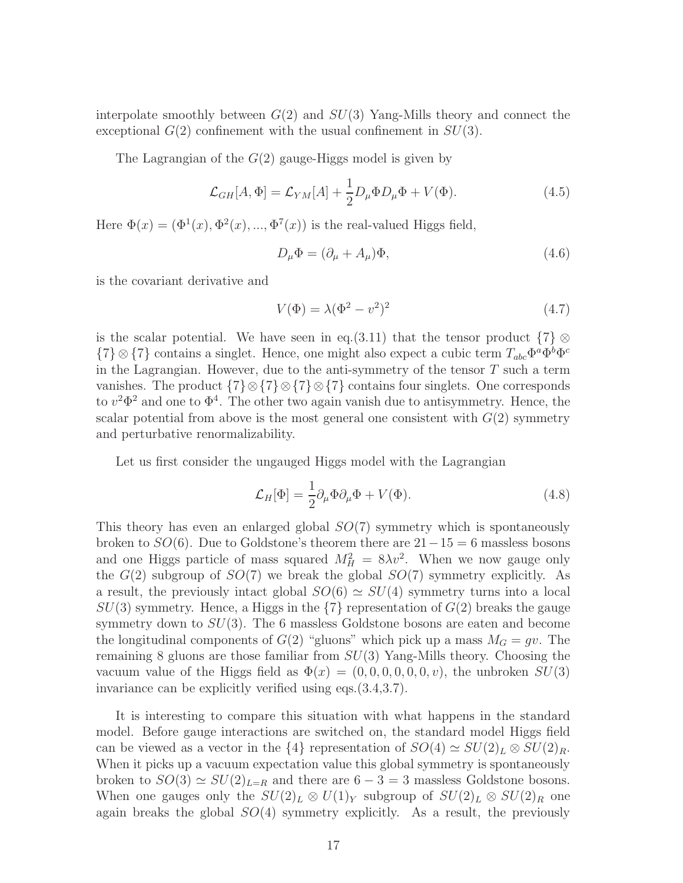interpolate smoothly between $G(2)$ and $SU(3)$ Yang-Mills theory and connect the exceptional $G(2)$ confinement with the usual confinement in $SU(3)$.

The Lagrangian of the $G(2)$ gauge-Higgs model is given by

$$\mathcal{L}_{GH}[A, \Phi] = \mathcal{L}_{YM}[A] + \frac{1}{2} D_\mu \Phi D_\mu \Phi + V(\Phi). \tag{4.5}$$

Here $\Phi(x) = (\Phi^1(x), \Phi^2(x), ..., \Phi^7(x))$ is the real-valued Higgs field,

$$D_\mu \Phi = (\partial_\mu + A_\mu)\Phi, \tag{4.6}$$

is the covariant derivative and

$$V(\Phi) = \lambda(\Phi^2 - v^2)^2 \tag{4.7}$$

is the scalar potential. We have seen in eq.(3.11) that the tensor product $\{7\} \otimes \{7\} \otimes \{7\}$ contains a singlet. Hence, one might also expect a cubic term $T_{abc}\Phi^a\Phi^b\Phi^c$ in the Lagrangian. However, due to the anti-symmetry of the tensor $T$ such a term vanishes. The product $\{7\} \otimes \{7\} \otimes \{7\} \otimes \{7\}$ contains four singlets. One corresponds to $v^2\Phi^2$ and one to $\Phi^4$. The other two again vanish due to antisymmetry. Hence, the scalar potential from above is the most general one consistent with $G(2)$ symmetry and perturbative renormalizability.

Let us first consider the ungauged Higgs model with the Lagrangian

$$\mathcal{L}_H[\Phi] = \frac{1}{2} \partial_\mu \Phi \partial_\mu \Phi + V(\Phi). \tag{4.8}$$

This theory has even an enlarged global $SO(7)$ symmetry which is spontaneously broken to $SO(6)$. Due to Goldstone's theorem there are $21 - 15 = 6$ massless bosons and one Higgs particle of mass squared $M_H^2 = 8\lambda v^2$. When we now gauge only the $G(2)$ subgroup of $SO(7)$ we break the global $SO(7)$ symmetry explicitly. As a result, the previously intact global $SO(6) \simeq SU(4)$ symmetry turns into a local $SU(3)$ symmetry. Hence, a Higgs in the $\{7\}$ representation of $G(2)$ breaks the gauge symmetry down to $SU(3)$. The 6 massless Goldstone bosons are eaten and become the longitudinal components of $G(2)$ "gluons" which pick up a mass $M_G = gv$. The remaining 8 gluons are those familiar from $SU(3)$ Yang-Mills theory. Choosing the vacuum value of the Higgs field as $\Phi(x) = (0, 0, 0, 0, 0, 0, v)$, the unbroken $SU(3)$ invariance can be explicitly verified using eqs.(3.4,3.7).

It is interesting to compare this situation with what happens in the standard model. Before gauge interactions are switched on, the standard model Higgs field can be viewed as a vector in the $\{4\}$ representation of $SO(4) \simeq SU(2)_L \otimes SU(2)_R$. When it picks up a vacuum expectation value this global symmetry is spontaneously broken to $SO(3) \simeq SU(2)_{L=R}$ and there are $6 - 3 = 3$ massless Goldstone bosons. When one gauges only the $SU(2)_L \otimes U(1)_Y$ subgroup of $SU(2)_L \otimes SU(2)_R$ one again breaks the global $SO(4)$ symmetry explicitly. As a result, the previously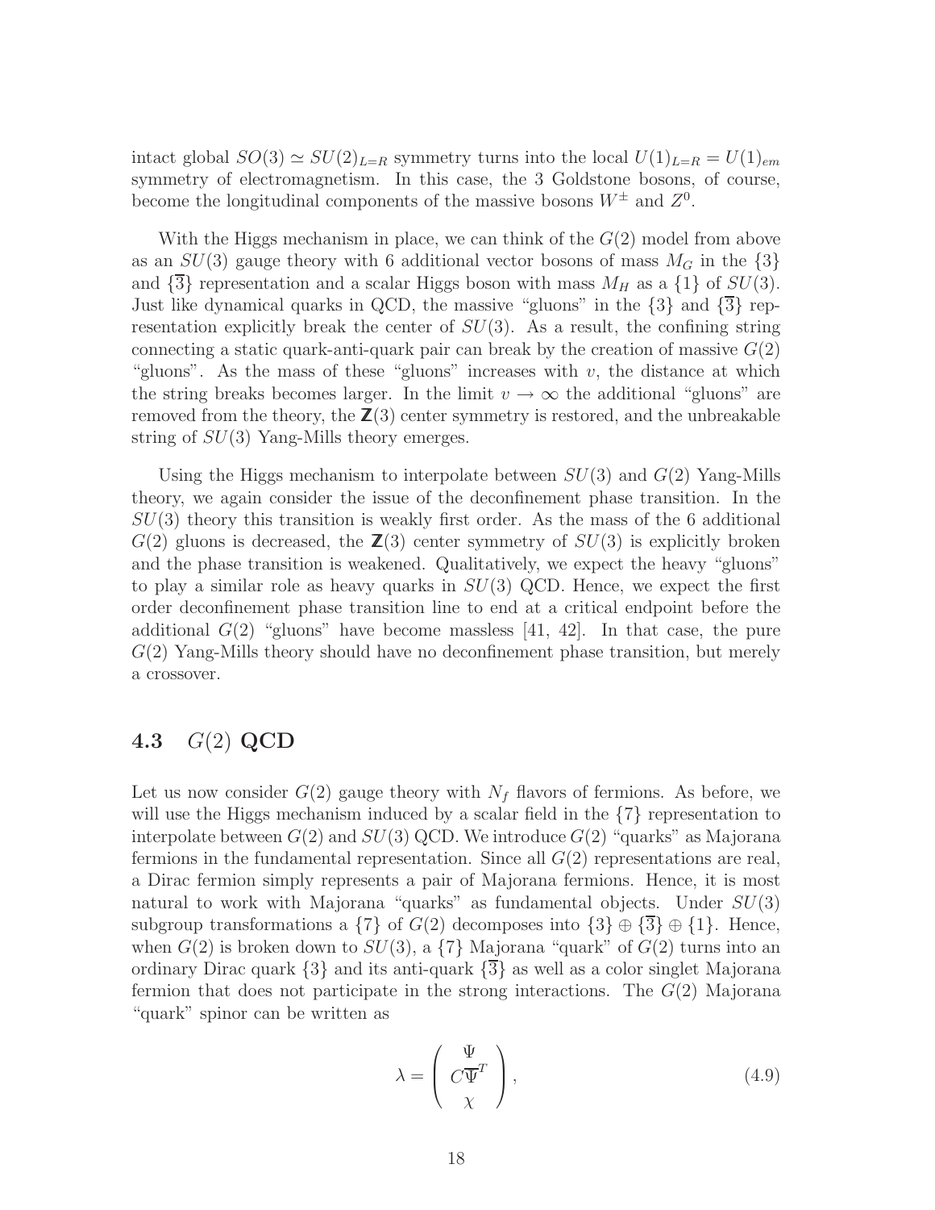intact global $SO(3) \simeq SU(2)_{L=R}$ symmetry turns into the local $U(1)_{L=R} = U(1)_{em}$ symmetry of electromagnetism. In this case, the 3 Goldstone bosons, of course, become the longitudinal components of the massive bosons $W^{\pm}$ and $Z^0$.

With the Higgs mechanism in place, we can think of the $G(2)$ model from above as an $SU(3)$ gauge theory with 6 additional vector bosons of mass $M_G$ in the $\{3\}$ and $\{\overline{3}\}$ representation and a scalar Higgs boson with mass $M_H$ as a $\{1\}$ of $SU(3)$. Just like dynamical quarks in QCD, the massive "gluons" in the $\{3\}$ and $\{\overline{3}\}$ representation explicitly break the center of $SU(3)$. As a result, the confining string connecting a static quark-anti-quark pair can break by the creation of massive $G(2)$ "gluons". As the mass of these "gluons" increases with $v$, the distance at which the string breaks becomes larger. In the limit $v \to \infty$ the additional "gluons" are removed from the theory, the $\mathbb{Z}(3)$ center symmetry is restored, and the unbreakable string of $SU(3)$ Yang-Mills theory emerges.

Using the Higgs mechanism to interpolate between $SU(3)$ and $G(2)$ Yang-Mills theory, we again consider the issue of the deconfinement phase transition. In the $SU(3)$ theory this transition is weakly first order. As the mass of the 6 additional $G(2)$ gluons is decreased, the $\mathbb{Z}(3)$ center symmetry of $SU(3)$ is explicitly broken and the phase transition is weakened. Qualitatively, we expect the heavy "gluons" to play a similar role as heavy quarks in $SU(3)$ QCD. Hence, we expect the first order deconfinement phase transition line to end at a critical endpoint before the additional $G(2)$ "gluons" have become massless [41, 42]. In that case, the pure $G(2)$ Yang-Mills theory should have no deconfinement phase transition, but merely a crossover.

### 4.3 $G(2)$ QCD

Let us now consider $G(2)$ gauge theory with $N_f$ flavors of fermions. As before, we will use the Higgs mechanism induced by a scalar field in the $\{7\}$ representation to interpolate between $G(2)$ and $SU(3)$ QCD. We introduce $G(2)$ "quarks" as Majorana fermions in the fundamental representation. Since all $G(2)$ representations are real, a Dirac fermion simply represents a pair of Majorana fermions. Hence, it is most natural to work with Majorana "quarks" as fundamental objects. Under $SU(3)$ subgroup transformations a $\{7\}$ of $G(2)$ decomposes into $\{3\} \oplus \{\overline{3}\} \oplus \{1\}$. Hence, when $G(2)$ is broken down to $SU(3)$, a $\{7\}$ Majorana "quark" of $G(2)$ turns into an ordinary Dirac quark $\{3\}$ and its anti-quark $\{\overline{3}\}$ as well as a color singlet Majorana fermion that does not participate in the strong interactions. The $G(2)$ Majorana "quark" spinor can be written as

$$
\lambda = \begin{pmatrix} \Psi \\ C\overline{\Psi}^T \\ \chi \end{pmatrix}, \tag{4.9}
$$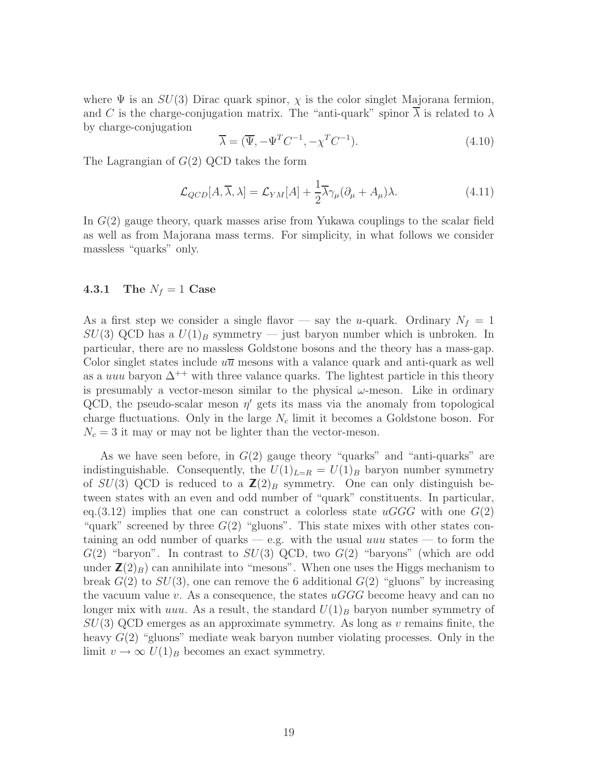where $\Psi$ is an $SU(3)$ Dirac quark spinor, $\chi$ is the color singlet Majorana fermion, and $C$ is the charge-conjugation matrix. The "anti-quark" spinor $\overline{\lambda}$ is related to $\lambda$ by charge-conjugation

$$\overline{\lambda} = (\overline{\Psi}, -\Psi^T C^{-1}, -\chi^T C^{-1}). \tag{4.10}$$

The Lagrangian of $G(2)$ QCD takes the form

$$\mathcal{L}_{QCD}[A, \overline{\lambda}, \lambda] = \mathcal{L}_{YM}[A] + \frac{1}{2}\overline{\lambda}\gamma_\mu(\partial_\mu + A_\mu)\lambda. \tag{4.11}$$

In $G(2)$ gauge theory, quark masses arise from Yukawa couplings to the scalar field as well as from Majorana mass terms. For simplicity, in what follows we consider massless "quarks" only.

### 4.3.1 The $N_f = 1$ Case

As a first step we consider a single flavor — say the $u$-quark. Ordinary $N_f = 1$ $SU(3)$ QCD has a $U(1)_B$ symmetry — just baryon number which is unbroken. In particular, there are no massless Goldstone bosons and the theory has a mass-gap. Color singlet states include $u\overline{u}$ mesons with a valance quark and anti-quark as well as a $uuu$ baryon $\Delta^{++}$ with three valance quarks. The lightest particle in this theory is presumably a vector-meson similar to the physical $\omega$-meson. Like in ordinary QCD, the pseudo-scalar meson $\eta'$ gets its mass via the anomaly from topological charge fluctuations. Only in the large $N_c$ limit it becomes a Goldstone boson. For $N_c = 3$ it may or may not be lighter than the vector-meson.

As we have seen before, in $G(2)$ gauge theory "quarks" and "anti-quarks" are indistinguishable. Consequently, the $U(1)_{L=R} = U(1)_B$ baryon number symmetry of $SU(3)$ QCD is reduced to a $\mathbb{Z}(2)_B$ symmetry. One can only distinguish between states with an even and odd number of "quark" constituents. In particular, eq.(3.12) implies that one can construct a colorless state $uGGG$ with one $G(2)$ "quark" screened by three $G(2)$ "gluons". This state mixes with other states containing an odd number of quarks — e.g. with the usual $uuu$ states — to form the $G(2)$ "baryon". In contrast to $SU(3)$ QCD, two $G(2)$ "baryons" (which are odd under $\mathbb{Z}(2)_B$) can annihilate into "mesons". When one uses the Higgs mechanism to break $G(2)$ to $SU(3)$, one can remove the 6 additional $G(2)$ "gluons" by increasing the vacuum value $v$. As a consequence, the states $uGGG$ become heavy and can no longer mix with $uuu$. As a result, the standard $U(1)_B$ baryon number symmetry of $SU(3)$ QCD emerges as an approximate symmetry. As long as $v$ remains finite, the heavy $G(2)$ "gluons" mediate weak baryon number violating processes. Only in the limit $v \to \infty$ $U(1)_B$ becomes an exact symmetry.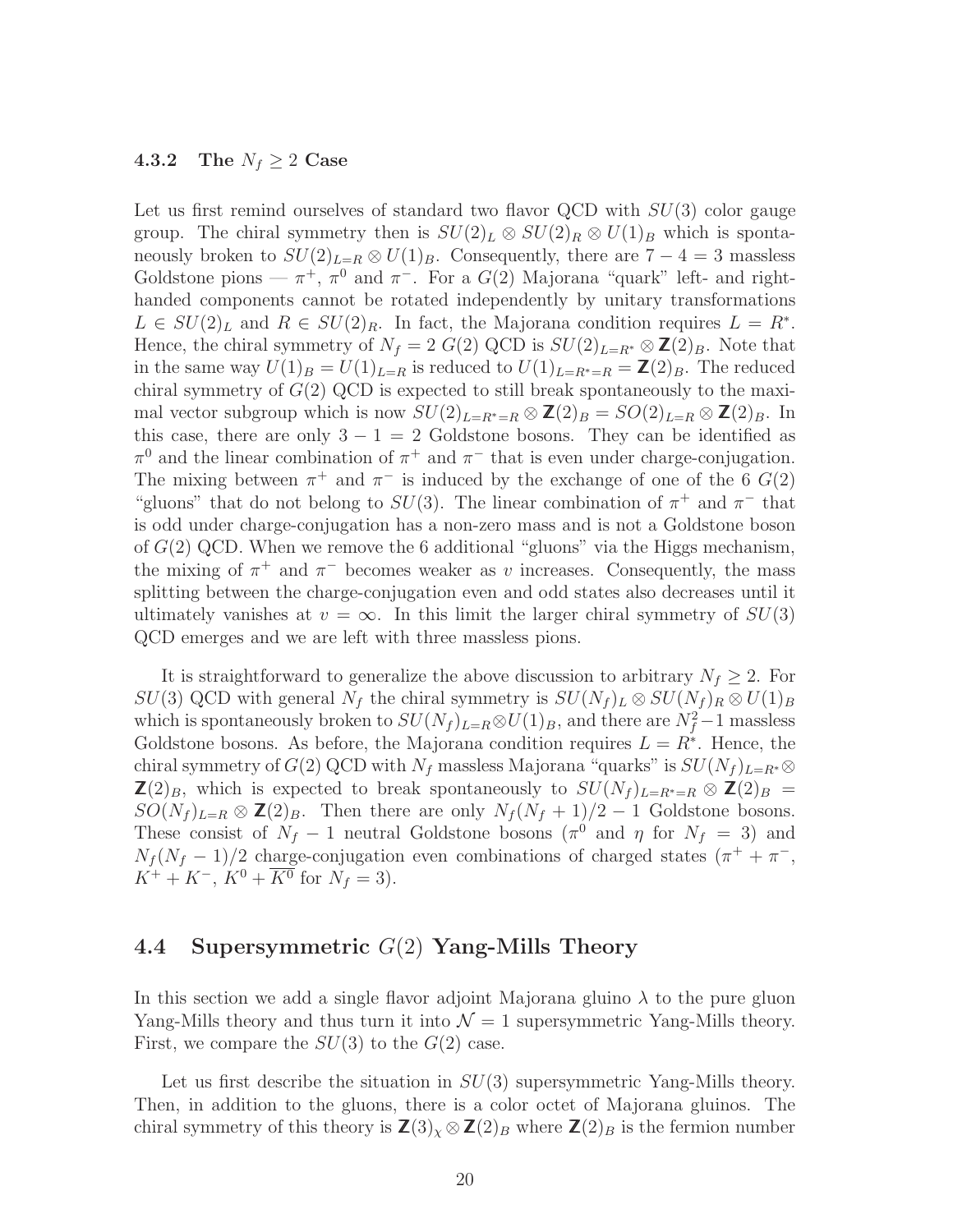### 4.3.2 The $N_f \geq 2$ Case

Let us first remind ourselves of standard two flavor QCD with $SU(3)$ color gauge group. The chiral symmetry then is $SU(2)_L \otimes SU(2)_R \otimes U(1)_B$ which is spontaneously broken to $SU(2)_{L=R} \otimes U(1)_B$. Consequently, there are $7 - 4 = 3$ massless Goldstone pions — $\pi^+$, $\pi^0$ and $\pi^-$. For a $G(2)$ Majorana "quark" left- and right-handed components cannot be rotated independently by unitary transformations $L \in SU(2)_L$ and $R \in SU(2)_R$. In fact, the Majorana condition requires $L = R^*$. Hence, the chiral symmetry of $N_f = 2$ $G(2)$ QCD is $SU(2)_{L=R^*} \otimes \mathbf{Z}(2)_B$. Note that in the same way $U(1)_B = U(1)_{L=R}$ is reduced to $U(1)_{L=R^*=R} = \mathbf{Z}(2)_B$. The reduced chiral symmetry of $G(2)$ QCD is expected to still break spontaneously to the maximal vector subgroup which is now $SU(2)_{L=R^*=R} \otimes \mathbf{Z}(2)_B = SO(2)_{L=R} \otimes \mathbf{Z}(2)_B$. In this case, there are only $3 - 1 = 2$ Goldstone bosons. They can be identified as $\pi^0$ and the linear combination of $\pi^+$ and $\pi^-$ that is even under charge-conjugation. The mixing between $\pi^+$ and $\pi^-$ is induced by the exchange of one of the 6 $G(2)$ "gluons" that do not belong to $SU(3)$. The linear combination of $\pi^+$ and $\pi^-$ that is odd under charge-conjugation has a non-zero mass and is not a Goldstone boson of $G(2)$ QCD. When we remove the 6 additional "gluons" via the Higgs mechanism, the mixing of $\pi^+$ and $\pi^-$ becomes weaker as $v$ increases. Consequently, the mass splitting between the charge-conjugation even and odd states also decreases until it ultimately vanishes at $v = \infty$. In this limit the larger chiral symmetry of $SU(3)$ QCD emerges and we are left with three massless pions.

It is straightforward to generalize the above discussion to arbitrary $N_f \geq 2$. For $SU(3)$ QCD with general $N_f$ the chiral symmetry is $SU(N_f)_L \otimes SU(N_f)_R \otimes U(1)_B$ which is spontaneously broken to $SU(N_f)_{L=R} \otimes U(1)_B$, and there are $N_f^2 - 1$ massless Goldstone bosons. As before, the Majorana condition requires $L = R^*$. Hence, the chiral symmetry of $G(2)$ QCD with $N_f$ massless Majorana "quarks" is $SU(N_f)_{L=R^*} \otimes \mathbf{Z}(2)_B$, which is expected to break spontaneously to $SU(N_f)_{L=R^*=R} \otimes \mathbf{Z}(2)_B = SO(N_f)_{L=R} \otimes \mathbf{Z}(2)_B$. Then there are only $N_f(N_f + 1)/2 - 1$ Goldstone bosons. These consist of $N_f - 1$ neutral Goldstone bosons ($\pi^0$ and $\eta$ for $N_f = 3$) and $N_f(N_f - 1)/2$ charge-conjugation even combinations of charged states ($\pi^+ + \pi^-$, $K^+ + K^-$, $K^0 + \overline{K^0}$ for $N_f = 3$).

## 4.4 Supersymmetric $G(2)$ Yang-Mills Theory

In this section we add a single flavor adjoint Majorana gluino $\lambda$ to the pure gluon Yang-Mills theory and thus turn it into $\mathcal{N} = 1$ supersymmetric Yang-Mills theory. First, we compare the $SU(3)$ to the $G(2)$ case.

Let us first describe the situation in $SU(3)$ supersymmetric Yang-Mills theory. Then, in addition to the gluons, there is a color octet of Majorana gluinos. The chiral symmetry of this theory is $\mathbf{Z}(3)_\chi \otimes \mathbf{Z}(2)_B$ where $\mathbf{Z}(2)_B$ is the fermion number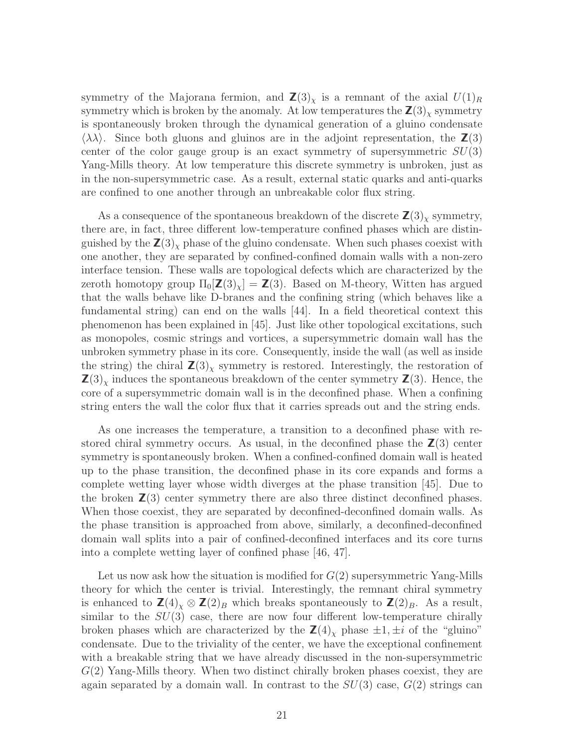symmetry of the Majorana fermion, and $\mathbf{Z}(3)_\chi$ is a remnant of the axial $U(1)_R$ symmetry which is broken by the anomaly. At low temperatures the $\mathbf{Z}(3)_\chi$ symmetry is spontaneously broken through the dynamical generation of a gluino condensate $\langle\lambda\lambda\rangle$. Since both gluons and gluinos are in the adjoint representation, the $\mathbf{Z}(3)$ center of the color gauge group is an exact symmetry of supersymmetric $SU(3)$ Yang-Mills theory. At low temperature this discrete symmetry is unbroken, just as in the non-supersymmetric case. As a result, external static quarks and anti-quarks are confined to one another through an unbreakable color flux string.

As a consequence of the spontaneous breakdown of the discrete $\mathbf{Z}(3)_\chi$ symmetry, there are, in fact, three different low-temperature confined phases which are distinguished by the $\mathbf{Z}(3)_\chi$ phase of the gluino condensate. When such phases coexist with one another, they are separated by confined-confined domain walls with a non-zero interface tension. These walls are topological defects which are characterized by the zeroth homotopy group $\Pi_0[\mathbf{Z}(3)_\chi] = \mathbf{Z}(3)$. Based on M-theory, Witten has argued that the walls behave like D-branes and the confining string (which behaves like a fundamental string) can end on the walls [44]. In a field theoretical context this phenomenon has been explained in [45]. Just like other topological excitations, such as monopoles, cosmic strings and vortices, a supersymmetric domain wall has the unbroken symmetry phase in its core. Consequently, inside the wall (as well as inside the string) the chiral $\mathbf{Z}(3)_\chi$ symmetry is restored. Interestingly, the restoration of $\mathbf{Z}(3)_\chi$ induces the spontaneous breakdown of the center symmetry $\mathbf{Z}(3)$. Hence, the core of a supersymmetric domain wall is in the deconfined phase. When a confining string enters the wall the color flux that it carries spreads out and the string ends.

As one increases the temperature, a transition to a deconfined phase with restored chiral symmetry occurs. As usual, in the deconfined phase the $\mathbf{Z}(3)$ center symmetry is spontaneously broken. When a confined-confined domain wall is heated up to the phase transition, the deconfined phase in its core expands and forms a complete wetting layer whose width diverges at the phase transition [45]. Due to the broken $\mathbf{Z}(3)$ center symmetry there are also three distinct deconfined phases. When those coexist, they are separated by deconfined-deconfined domain walls. As the phase transition is approached from above, similarly, a deconfined-deconfined domain wall splits into a pair of confined-deconfined interfaces and its core turns into a complete wetting layer of confined phase [46, 47].

Let us now ask how the situation is modified for $G(2)$ supersymmetric Yang-Mills theory for which the center is trivial. Interestingly, the remnant chiral symmetry is enhanced to $\mathbf{Z}(4)_\chi \otimes \mathbf{Z}(2)_B$ which breaks spontaneously to $\mathbf{Z}(2)_B$. As a result, similar to the $SU(3)$ case, there are now four different low-temperature chirally broken phases which are characterized by the $\mathbf{Z}(4)_\chi$ phase $\pm 1, \pm i$ of the "gluino" condensate. Due to the triviality of the center, we have the exceptional confinement with a breakable string that we have already discussed in the non-supersymmetric $G(2)$ Yang-Mills theory. When two distinct chirally broken phases coexist, they are again separated by a domain wall. In contrast to the $SU(3)$ case, $G(2)$ strings can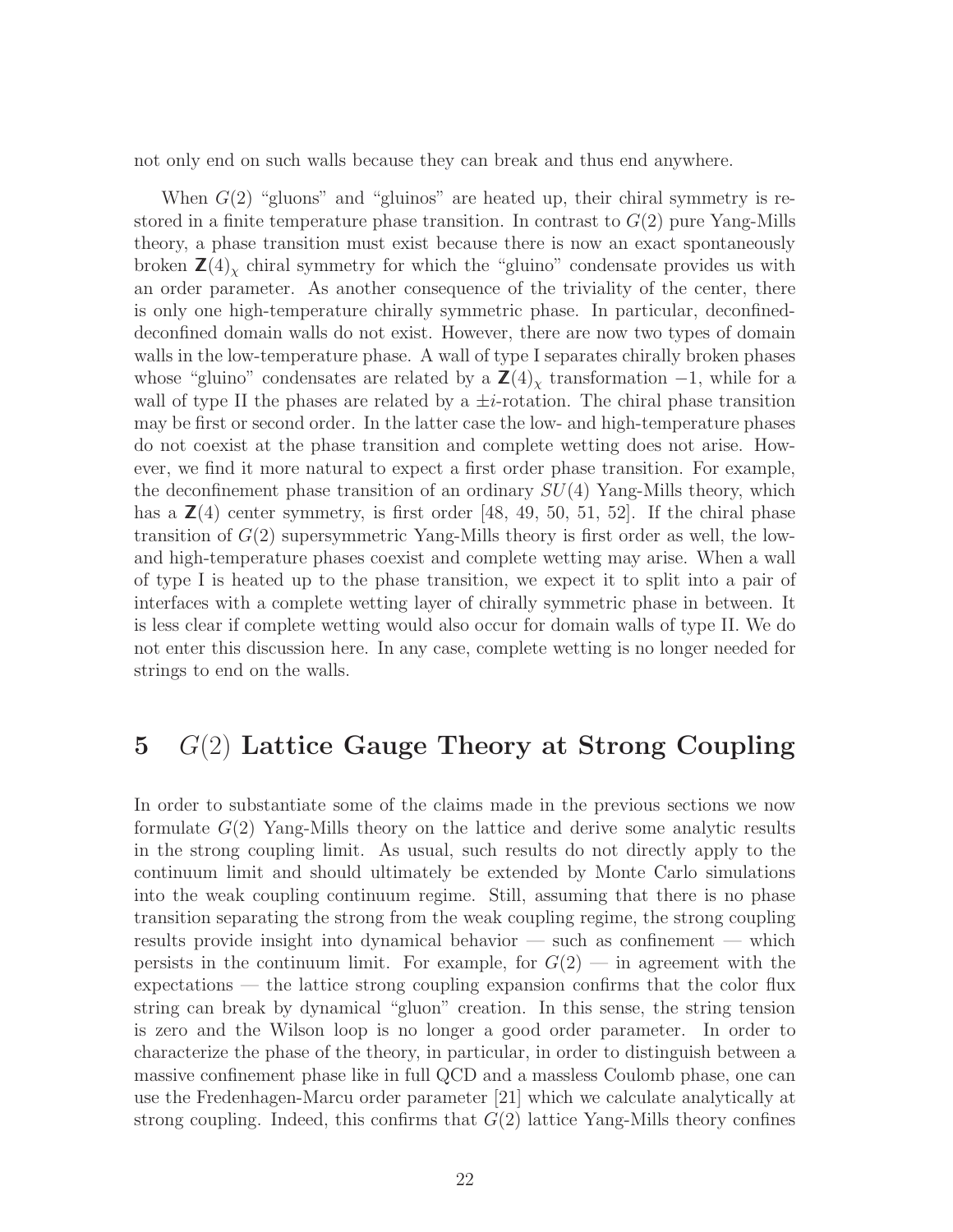not only end on such walls because they can break and thus end anywhere.

When $G(2)$ "gluons" and "gluinos" are heated up, their chiral symmetry is restored in a finite temperature phase transition. In contrast to $G(2)$ pure Yang-Mills theory, a phase transition must exist because there is now an exact spontaneously broken $\mathbf{Z}(4)_\chi$ chiral symmetry for which the "gluino" condensate provides us with an order parameter. As another consequence of the triviality of the center, there is only one high-temperature chirally symmetric phase. In particular, deconfined-deconfined domain walls do not exist. However, there are now two types of domain walls in the low-temperature phase. A wall of type I separates chirally broken phases whose "gluino" condensates are related by a $\mathbf{Z}(4)_\chi$ transformation $-1$, while for a wall of type II the phases are related by a $\pm i$-rotation. The chiral phase transition may be first or second order. In the latter case the low- and high-temperature phases do not coexist at the phase transition and complete wetting does not arise. However, we find it more natural to expect a first order phase transition. For example, the deconfinement phase transition of an ordinary $SU(4)$ Yang-Mills theory, which has a $\mathbf{Z}(4)$ center symmetry, is first order [48, 49, 50, 51, 52]. If the chiral phase transition of $G(2)$ supersymmetric Yang-Mills theory is first order as well, the low- and high-temperature phases coexist and complete wetting may arise. When a wall of type I is heated up to the phase transition, we expect it to split into a pair of interfaces with a complete wetting layer of chirally symmetric phase in between. It is less clear if complete wetting would also occur for domain walls of type II. We do not enter this discussion here. In any case, complete wetting is no longer needed for strings to end on the walls.

# 5 $G(2)$ Lattice Gauge Theory at Strong Coupling

In order to substantiate some of the claims made in the previous sections we now formulate $G(2)$ Yang-Mills theory on the lattice and derive some analytic results in the strong coupling limit. As usual, such results do not directly apply to the continuum limit and should ultimately be extended by Monte Carlo simulations into the weak coupling continuum regime. Still, assuming that there is no phase transition separating the strong from the weak coupling regime, the strong coupling results provide insight into dynamical behavior — such as confinement — which persists in the continuum limit. For example, for $G(2)$ — in agreement with the expectations — the lattice strong coupling expansion confirms that the color flux string can break by dynamical "gluon" creation. In this sense, the string tension is zero and the Wilson loop is no longer a good order parameter. In order to characterize the phase of the theory, in particular, in order to distinguish between a massive confinement phase like in full QCD and a massless Coulomb phase, one can use the Fredenhagen-Marcu order parameter [21] which we calculate analytically at strong coupling. Indeed, this confirms that $G(2)$ lattice Yang-Mills theory confines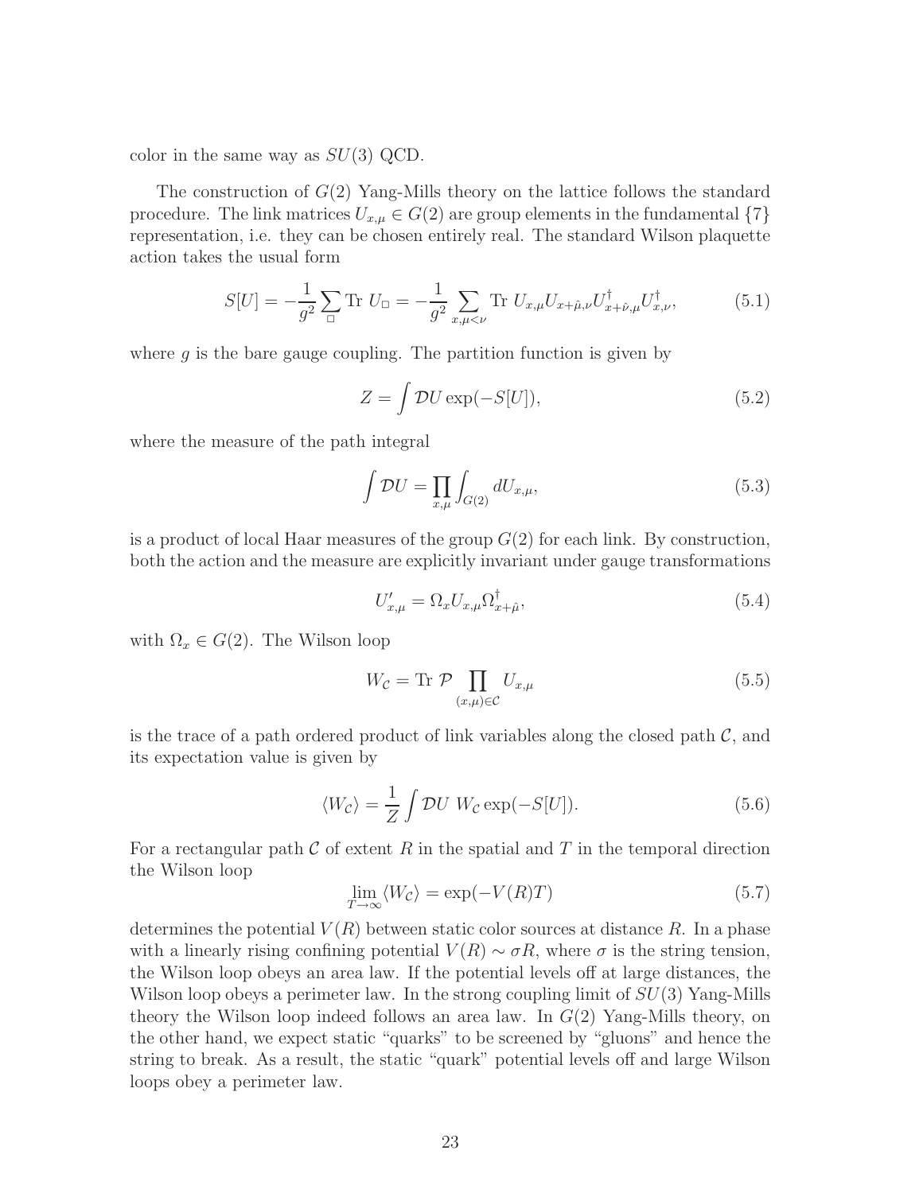color in the same way as $SU(3)$ QCD.

The construction of $G(2)$ Yang-Mills theory on the lattice follows the standard procedure. The link matrices $U_{x,\mu} \in G(2)$ are group elements in the fundamental $\{7\}$ representation, i.e. they can be chosen entirely real. The standard Wilson plaquette action takes the usual form

$$S[U] = -\frac{1}{g^2} \sum_{\Box} \text{Tr } U_{\Box} = -\frac{1}{g^2} \sum_{x,\mu<\nu} \text{Tr } U_{x,\mu} U_{x+\hat{\mu},\nu} U^{\dagger}_{x+\hat{\nu},\mu} U^{\dagger}_{x,\nu}, \tag{5.1}$$

where $g$ is the bare gauge coupling. The partition function is given by

$$Z = \int \mathcal{D}U \exp(-S[U]), \tag{5.2}$$

where the measure of the path integral

$$\int \mathcal{D}U = \prod_{x,\mu} \int_{G(2)} dU_{x,\mu}, \tag{5.3}$$

is a product of local Haar measures of the group $G(2)$ for each link. By construction, both the action and the measure are explicitly invariant under gauge transformations

$$U'_{x,\mu} = \Omega_x U_{x,\mu} \Omega^{\dagger}_{x+\hat{\mu}}, \tag{5.4}$$

with $\Omega_x \in G(2)$. The Wilson loop

$$W_{\mathcal{C}} = \text{Tr } \mathcal{P} \prod_{(x,\mu)\in\mathcal{C}} U_{x,\mu} \tag{5.5}$$

is the trace of a path ordered product of link variables along the closed path $\mathcal{C}$, and its expectation value is given by

$$\langle W_{\mathcal{C}} \rangle = \frac{1}{Z} \int \mathcal{D}U \; W_{\mathcal{C}} \exp(-S[U]). \tag{5.6}$$

For a rectangular path $\mathcal{C}$ of extent $R$ in the spatial and $T$ in the temporal direction the Wilson loop

$$\lim_{T\to\infty} \langle W_{\mathcal{C}} \rangle = \exp(-V(R)T) \tag{5.7}$$

determines the potential $V(R)$ between static color sources at distance $R$. In a phase with a linearly rising confining potential $V(R) \sim \sigma R$, where $\sigma$ is the string tension, the Wilson loop obeys an area law. If the potential levels off at large distances, the Wilson loop obeys a perimeter law. In the strong coupling limit of $SU(3)$ Yang-Mills theory the Wilson loop indeed follows an area law. In $G(2)$ Yang-Mills theory, on the other hand, we expect static "quarks" to be screened by "gluons" and hence the string to break. As a result, the static "quark" potential levels off and large Wilson loops obey a perimeter law.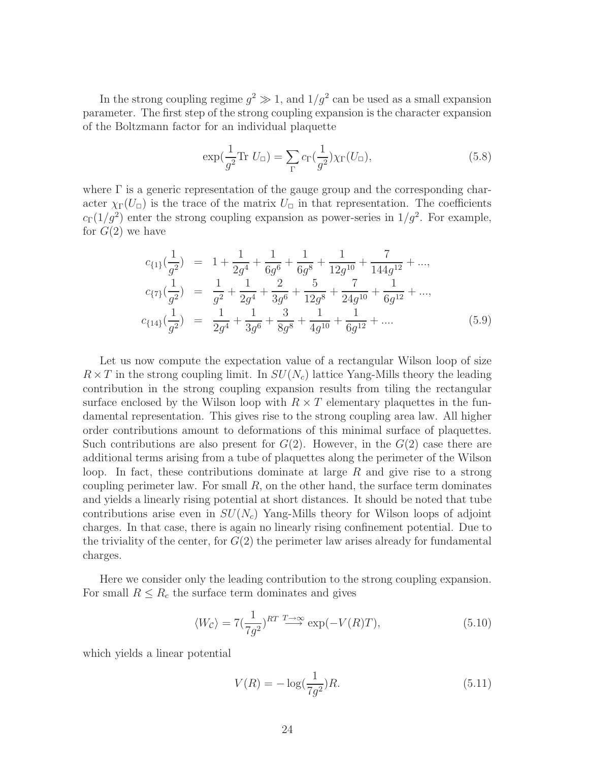In the strong coupling regime $g^2 \gg 1$, and $1/g^2$ can be used as a small expansion parameter. The first step of the strong coupling expansion is the character expansion of the Boltzmann factor for an individual plaquette

$$\exp(\frac{1}{g^2}\text{Tr}\ U_\Box) = \sum_\Gamma c_\Gamma(\frac{1}{g^2})\chi_\Gamma(U_\Box), \tag{5.8}$$

where $\Gamma$ is a generic representation of the gauge group and the corresponding character $\chi_\Gamma(U_\Box)$ is the trace of the matrix $U_\Box$ in that representation. The coefficients $c_\Gamma(1/g^2)$ enter the strong coupling expansion as power-series in $1/g^2$. For example, for $G(2)$ we have

$$\begin{aligned}
c_{\{1\}}(\frac{1}{g^2}) &= 1 + \frac{1}{2g^4} + \frac{1}{6g^6} + \frac{1}{6g^8} + \frac{1}{12g^{10}} + \frac{7}{144g^{12}} + ..., \\
c_{\{7\}}(\frac{1}{g^2}) &= \frac{1}{g^2} + \frac{1}{2g^4} + \frac{2}{3g^6} + \frac{5}{12g^8} + \frac{7}{24g^{10}} + \frac{1}{6g^{12}} + ..., \\
c_{\{14\}}(\frac{1}{g^2}) &= \frac{1}{2g^4} + \frac{1}{3g^6} + \frac{3}{8g^8} + \frac{1}{4g^{10}} + \frac{1}{6g^{12}} + ....
\end{aligned} \tag{5.9}$$

Let us now compute the expectation value of a rectangular Wilson loop of size $R \times T$ in the strong coupling limit. In $SU(N_c)$ lattice Yang-Mills theory the leading contribution in the strong coupling expansion results from tiling the rectangular surface enclosed by the Wilson loop with $R \times T$ elementary plaquettes in the fundamental representation. This gives rise to the strong coupling area law. All higher order contributions amount to deformations of this minimal surface of plaquettes. Such contributions are also present for $G(2)$. However, in the $G(2)$ case there are additional terms arising from a tube of plaquettes along the perimeter of the Wilson loop. In fact, these contributions dominate at large $R$ and give rise to a strong coupling perimeter law. For small $R$, on the other hand, the surface term dominates and yields a linearly rising potential at short distances. It should be noted that tube contributions arise even in $SU(N_c)$ Yang-Mills theory for Wilson loops of adjoint charges. In that case, there is again no linearly rising confinement potential. Due to the triviality of the center, for $G(2)$ the perimeter law arises already for fundamental charges.

Here we consider only the leading contribution to the strong coupling expansion. For small $R \leq R_c$ the surface term dominates and gives

$$\langle W_\mathcal{C} \rangle = 7(\frac{1}{7g^2})^{RT} \stackrel{T\to\infty}{\longrightarrow} \exp(-V(R)T), \tag{5.10}$$

which yields a linear potential

$$V(R) = -\log(\frac{1}{7g^2})R. \tag{5.11}$$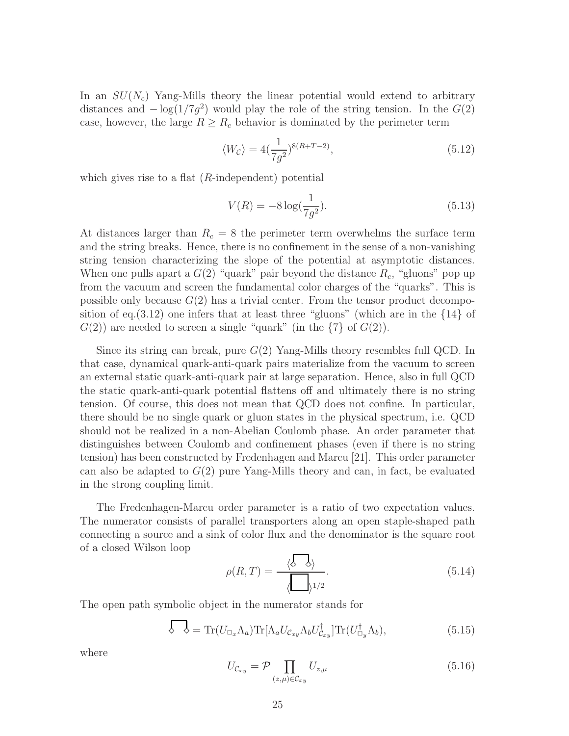In an $SU(N_c)$ Yang-Mills theory the linear potential would extend to arbitrary distances and $-\log(1/7g^2)$ would play the role of the string tension. In the $G(2)$ case, however, the large $R \geq R_c$ behavior is dominated by the perimeter term

$$\langle W_{\mathcal{C}} \rangle = 4(\frac{1}{7g^2})^{8(R+T-2)}, \tag{5.12}$$

which gives rise to a flat ($R$-independent) potential

$$V(R) = -8 \log(\frac{1}{7g^2}). \tag{5.13}$$

At distances larger than $R_c = 8$ the perimeter term overwhelms the surface term and the string breaks. Hence, there is no confinement in the sense of a non-vanishing string tension characterizing the slope of the potential at asymptotic distances. When one pulls apart a $G(2)$ "quark" pair beyond the distance $R_c$, "gluons" pop up from the vacuum and screen the fundamental color charges of the "quarks". This is possible only because $G(2)$ has a trivial center. From the tensor product decomposition of eq.(3.12) one infers that at least three "gluons" (which are in the $\{14\}$ of $G(2)$) are needed to screen a single "quark" (in the $\{7\}$ of $G(2)$).

Since its string can break, pure $G(2)$ Yang-Mills theory resembles full QCD. In that case, dynamical quark-anti-quark pairs materialize from the vacuum to screen an external static quark-anti-quark pair at large separation. Hence, also in full QCD the static quark-anti-quark potential flattens off and ultimately there is no string tension. Of course, this does not mean that QCD does not confine. In particular, there should be no single quark or gluon states in the physical spectrum, i.e. QCD should not be realized in a non-Abelian Coulomb phase. An order parameter that distinguishes between Coulomb and confinement phases (even if there is no string tension) has been constructed by Fredenhagen and Marcu [21]. This order parameter can also be adapted to $G(2)$ pure Yang-Mills theory and can, in fact, be evaluated in the strong coupling limit.

The Fredenhagen-Marcu order parameter is a ratio of two expectation values. The numerator consists of parallel transporters along an open staple-shaped path connecting a source and a sink of color flux and the denominator is the square root of a closed Wilson loop

$$\rho(R,T) = \frac{\langle \diamond\!\sqcap\!\diamond \rangle}{\langle \square \rangle^{1/2}}. \tag{5.14}$$

The open path symbolic object in the numerator stands for

$$\diamond\!\sqcap\!\diamond = \mathrm{Tr}(U_{\Box_x}\Lambda_a)\mathrm{Tr}[\Lambda_a U_{\mathcal{C}_{xy}} \Lambda_b U^\dagger_{\mathcal{C}_{xy}}]\mathrm{Tr}(U^\dagger_{\Box_y}\Lambda_b), \tag{5.15}$$

where

$$U_{\mathcal{C}_{xy}} = \mathcal{P} \prod_{(z,\mu)\in\mathcal{C}_{xy}} U_{z,\mu} \tag{5.16}$$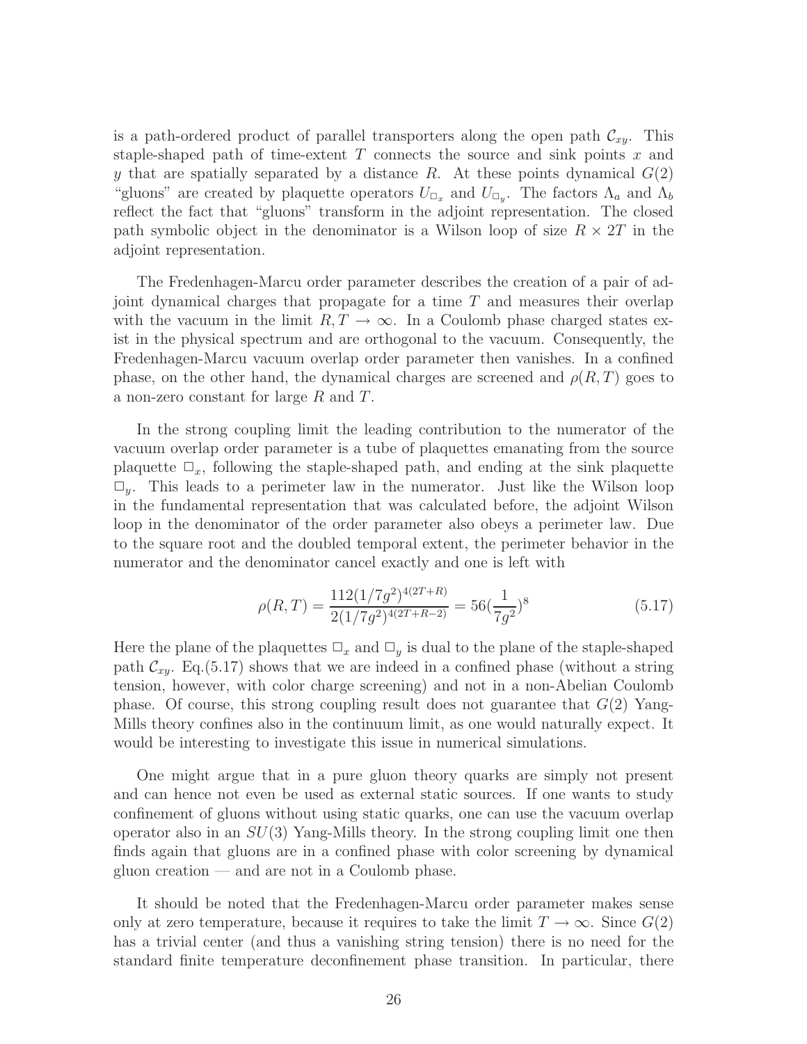is a path-ordered product of parallel transporters along the open path $\mathcal{C}_{xy}$. This staple-shaped path of time-extent $T$ connects the source and sink points $x$ and $y$ that are spatially separated by a distance $R$. At these points dynamical $G(2)$ "gluons" are created by plaquette operators $U_{\Box_x}$ and $U_{\Box_y}$. The factors $\Lambda_a$ and $\Lambda_b$ reflect the fact that "gluons" transform in the adjoint representation. The closed path symbolic object in the denominator is a Wilson loop of size $R \times 2T$ in the adjoint representation.

The Fredenhagen-Marcu order parameter describes the creation of a pair of adjoint dynamical charges that propagate for a time $T$ and measures their overlap with the vacuum in the limit $R, T \to \infty$. In a Coulomb phase charged states exist in the physical spectrum and are orthogonal to the vacuum. Consequently, the Fredenhagen-Marcu vacuum overlap order parameter then vanishes. In a confined phase, on the other hand, the dynamical charges are screened and $\rho(R,T)$ goes to a non-zero constant for large $R$ and $T$.

In the strong coupling limit the leading contribution to the numerator of the vacuum overlap order parameter is a tube of plaquettes emanating from the source plaquette $\Box_x$, following the staple-shaped path, and ending at the sink plaquette $\Box_y$. This leads to a perimeter law in the numerator. Just like the Wilson loop in the fundamental representation that was calculated before, the adjoint Wilson loop in the denominator of the order parameter also obeys a perimeter law. Due to the square root and the doubled temporal extent, the perimeter behavior in the numerator and the denominator cancel exactly and one is left with

$$\rho(R,T) = \frac{112(1/7g^2)^{4(2T+R)}}{2(1/7g^2)^{4(2T+R-2)}} = 56(\frac{1}{7g^2})^8 \tag{5.17}$$

Here the plane of the plaquettes $\Box_x$ and $\Box_y$ is dual to the plane of the staple-shaped path $\mathcal{C}_{xy}$. Eq.(5.17) shows that we are indeed in a confined phase (without a string tension, however, with color charge screening) and not in a non-Abelian Coulomb phase. Of course, this strong coupling result does not guarantee that $G(2)$ Yang-Mills theory confines also in the continuum limit, as one would naturally expect. It would be interesting to investigate this issue in numerical simulations.

One might argue that in a pure gluon theory quarks are simply not present and can hence not even be used as external static sources. If one wants to study confinement of gluons without using static quarks, one can use the vacuum overlap operator also in an $SU(3)$ Yang-Mills theory. In the strong coupling limit one then finds again that gluons are in a confined phase with color screening by dynamical gluon creation — and are not in a Coulomb phase.

It should be noted that the Fredenhagen-Marcu order parameter makes sense only at zero temperature, because it requires to take the limit $T \to \infty$. Since $G(2)$ has a trivial center (and thus a vanishing string tension) there is no need for the standard finite temperature deconfinement phase transition. In particular, there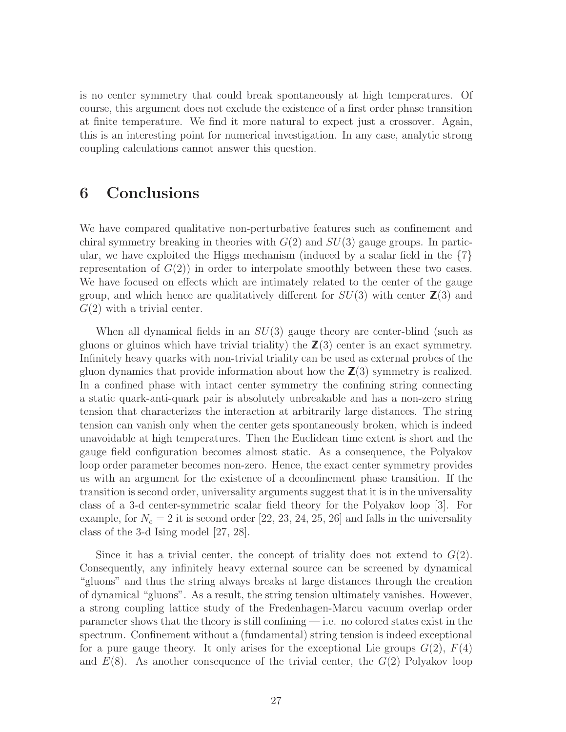is no center symmetry that could break spontaneously at high temperatures. Of course, this argument does not exclude the existence of a first order phase transition at finite temperature. We find it more natural to expect just a crossover. Again, this is an interesting point for numerical investigation. In any case, analytic strong coupling calculations cannot answer this question.

# 6 Conclusions

We have compared qualitative non-perturbative features such as confinement and chiral symmetry breaking in theories with $G(2)$ and $SU(3)$ gauge groups. In particular, we have exploited the Higgs mechanism (induced by a scalar field in the $\{7\}$ representation of $G(2)$) in order to interpolate smoothly between these two cases. We have focused on effects which are intimately related to the center of the gauge group, and which hence are qualitatively different for $SU(3)$ with center $\mathbb{Z}(3)$ and $G(2)$ with a trivial center.

When all dynamical fields in an $SU(3)$ gauge theory are center-blind (such as gluons or gluinos which have trivial triality) the $\mathbb{Z}(3)$ center is an exact symmetry. Infinitely heavy quarks with non-trivial triality can be used as external probes of the gluon dynamics that provide information about how the $\mathbb{Z}(3)$ symmetry is realized. In a confined phase with intact center symmetry the confining string connecting a static quark-anti-quark pair is absolutely unbreakable and has a non-zero string tension that characterizes the interaction at arbitrarily large distances. The string tension can vanish only when the center gets spontaneously broken, which is indeed unavoidable at high temperatures. Then the Euclidean time extent is short and the gauge field configuration becomes almost static. As a consequence, the Polyakov loop order parameter becomes non-zero. Hence, the exact center symmetry provides us with an argument for the existence of a deconfinement phase transition. If the transition is second order, universality arguments suggest that it is in the universality class of a 3-d center-symmetric scalar field theory for the Polyakov loop [3]. For example, for $N_c = 2$ it is second order [22, 23, 24, 25, 26] and falls in the universality class of the 3-d Ising model [27, 28].

Since it has a trivial center, the concept of triality does not extend to $G(2)$. Consequently, any infinitely heavy external source can be screened by dynamical "gluons" and thus the string always breaks at large distances through the creation of dynamical "gluons". As a result, the string tension ultimately vanishes. However, a strong coupling lattice study of the Fredenhagen-Marcu vacuum overlap order parameter shows that the theory is still confining — i.e. no colored states exist in the spectrum. Confinement without a (fundamental) string tension is indeed exceptional for a pure gauge theory. It only arises for the exceptional Lie groups $G(2)$, $F(4)$ and $E(8)$. As another consequence of the trivial center, the $G(2)$ Polyakov loop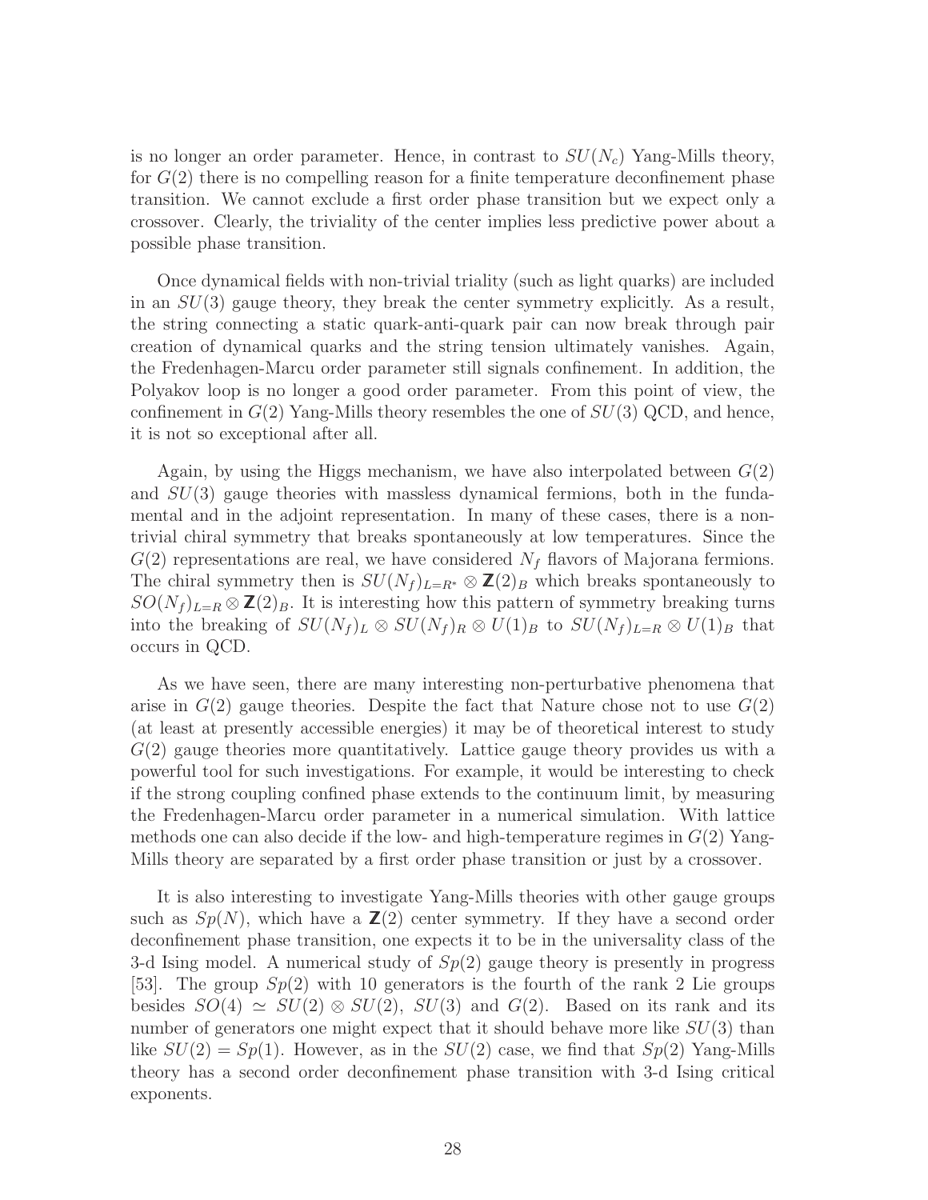is no longer an order parameter. Hence, in contrast to $SU(N_c)$ Yang-Mills theory, for $G(2)$ there is no compelling reason for a finite temperature deconfinement phase transition. We cannot exclude a first order phase transition but we expect only a crossover. Clearly, the triviality of the center implies less predictive power about a possible phase transition.

Once dynamical fields with non-trivial triality (such as light quarks) are included in an $SU(3)$ gauge theory, they break the center symmetry explicitly. As a result, the string connecting a static quark-anti-quark pair can now break through pair creation of dynamical quarks and the string tension ultimately vanishes. Again, the Fredenhagen-Marcu order parameter still signals confinement. In addition, the Polyakov loop is no longer a good order parameter. From this point of view, the confinement in $G(2)$ Yang-Mills theory resembles the one of $SU(3)$ QCD, and hence, it is not so exceptional after all.

Again, by using the Higgs mechanism, we have also interpolated between $G(2)$ and $SU(3)$ gauge theories with massless dynamical fermions, both in the fundamental and in the adjoint representation. In many of these cases, there is a non-trivial chiral symmetry that breaks spontaneously at low temperatures. Since the $G(2)$ representations are real, we have considered $N_f$ flavors of Majorana fermions. The chiral symmetry then is $SU(N_f)_{L=R^*} \otimes \mathbb{Z}(2)_B$ which breaks spontaneously to $SO(N_f)_{L=R} \otimes \mathbb{Z}(2)_B$. It is interesting how this pattern of symmetry breaking turns into the breaking of $SU(N_f)_L \otimes SU(N_f)_R \otimes U(1)_B$ to $SU(N_f)_{L=R} \otimes U(1)_B$ that occurs in QCD.

As we have seen, there are many interesting non-perturbative phenomena that arise in $G(2)$ gauge theories. Despite the fact that Nature chose not to use $G(2)$ (at least at presently accessible energies) it may be of theoretical interest to study $G(2)$ gauge theories more quantitatively. Lattice gauge theory provides us with a powerful tool for such investigations. For example, it would be interesting to check if the strong coupling confined phase extends to the continuum limit, by measuring the Fredenhagen-Marcu order parameter in a numerical simulation. With lattice methods one can also decide if the low- and high-temperature regimes in $G(2)$ Yang-Mills theory are separated by a first order phase transition or just by a crossover.

It is also interesting to investigate Yang-Mills theories with other gauge groups such as $Sp(N)$, which have a $\mathbb{Z}(2)$ center symmetry. If they have a second order deconfinement phase transition, one expects it to be in the universality class of the 3-d Ising model. A numerical study of $Sp(2)$ gauge theory is presently in progress [53]. The group $Sp(2)$ with 10 generators is the fourth of the rank 2 Lie groups besides $SO(4) \simeq SU(2) \otimes SU(2)$, $SU(3)$ and $G(2)$. Based on its rank and its number of generators one might expect that it should behave more like $SU(3)$ than like $SU(2) = Sp(1)$. However, as in the $SU(2)$ case, we find that $Sp(2)$ Yang-Mills theory has a second order deconfinement phase transition with 3-d Ising critical exponents.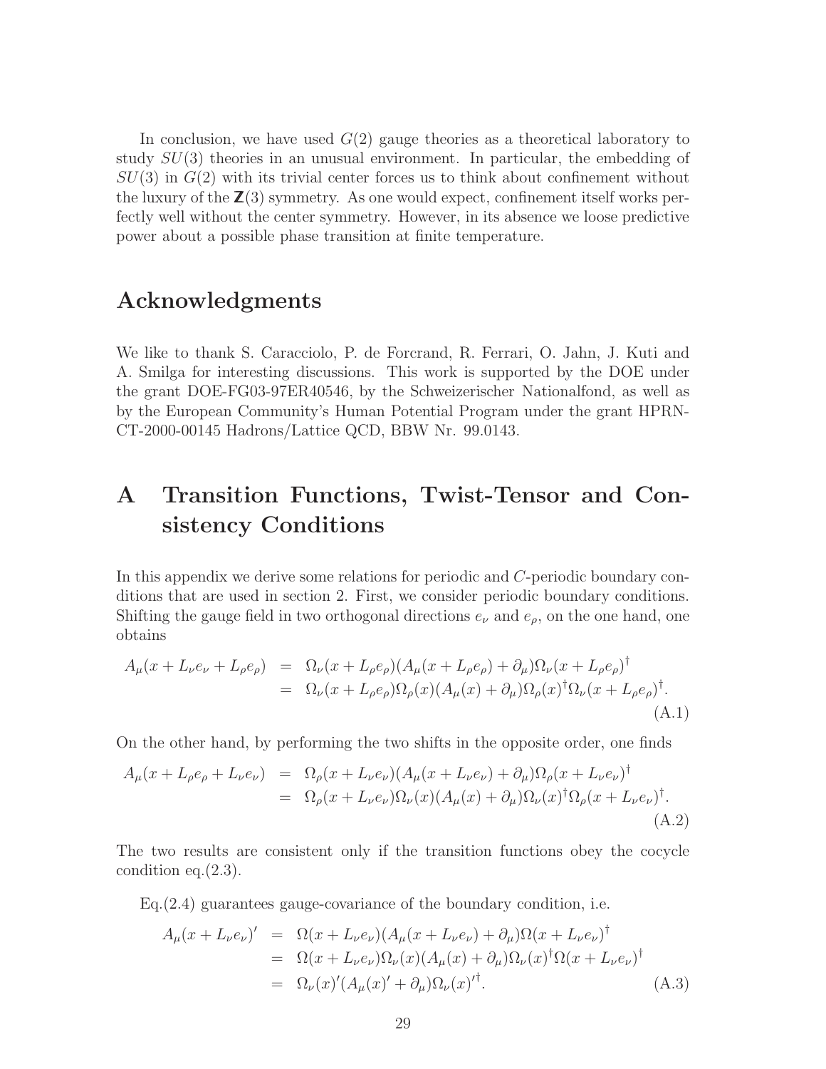In conclusion, we have used $G(2)$ gauge theories as a theoretical laboratory to study $SU(3)$ theories in an unusual environment. In particular, the embedding of $SU(3)$ in $G(2)$ with its trivial center forces us to think about confinement without the luxury of the $\mathbf{Z}(3)$ symmetry. As one would expect, confinement itself works perfectly well without the center symmetry. However, in its absence we loose predictive power about a possible phase transition at finite temperature.

## Acknowledgments

We like to thank S. Caracciolo, P. de Forcrand, R. Ferrari, O. Jahn, J. Kuti and A. Smilga for interesting discussions. This work is supported by the DOE under the grant DOE-FG03-97ER40546, by the Schweizerischer Nationalfond, as well as by the European Community's Human Potential Program under the grant HPRN-CT-2000-00145 Hadrons/Lattice QCD, BBW Nr. 99.0143.

# A Transition Functions, Twist-Tensor and Consistency Conditions

In this appendix we derive some relations for periodic and $C$-periodic boundary conditions that are used in section 2. First, we consider periodic boundary conditions. Shifting the gauge field in two orthogonal directions $e_\nu$ and $e_\rho$, on the one hand, one obtains

$$
\begin{aligned}
A_\mu(x + L_\nu e_\nu + L_\rho e_\rho) &= \Omega_\nu(x + L_\rho e_\rho)(A_\mu(x + L_\rho e_\rho) + \partial_\mu)\Omega_\nu(x + L_\rho e_\rho)^\dagger \\
&= \Omega_\nu(x + L_\rho e_\rho)\Omega_\rho(x)(A_\mu(x) + \partial_\mu)\Omega_\rho(x)^\dagger\Omega_\nu(x + L_\rho e_\rho)^\dagger.
\end{aligned} \tag{A.1}
$$

On the other hand, by performing the two shifts in the opposite order, one finds

$$
\begin{aligned}
A_\mu(x + L_\rho e_\rho + L_\nu e_\nu) &= \Omega_\rho(x + L_\nu e_\nu)(A_\mu(x + L_\nu e_\nu) + \partial_\mu)\Omega_\rho(x + L_\nu e_\nu)^\dagger \\
&= \Omega_\rho(x + L_\nu e_\nu)\Omega_\nu(x)(A_\mu(x) + \partial_\mu)\Omega_\nu(x)^\dagger\Omega_\rho(x + L_\nu e_\nu)^\dagger.
\end{aligned} \tag{A.2}
$$

The two results are consistent only if the transition functions obey the cocycle condition eq.(2.3).

Eq.(2.4) guarantees gauge-covariance of the boundary condition, i.e.

$$
\begin{aligned}
A_\mu(x + L_\nu e_\nu)' &= \Omega(x + L_\nu e_\nu)(A_\mu(x + L_\nu e_\nu) + \partial_\mu)\Omega(x + L_\nu e_\nu)^\dagger \\
&= \Omega(x + L_\nu e_\nu)\Omega_\nu(x)(A_\mu(x) + \partial_\mu)\Omega_\nu(x)^\dagger\Omega(x + L_\nu e_\nu)^\dagger \\
&= \Omega_\nu(x)'(A_\mu(x)' + \partial_\mu)\Omega_\nu(x)'^\dagger.
\end{aligned} \tag{A.3}
$$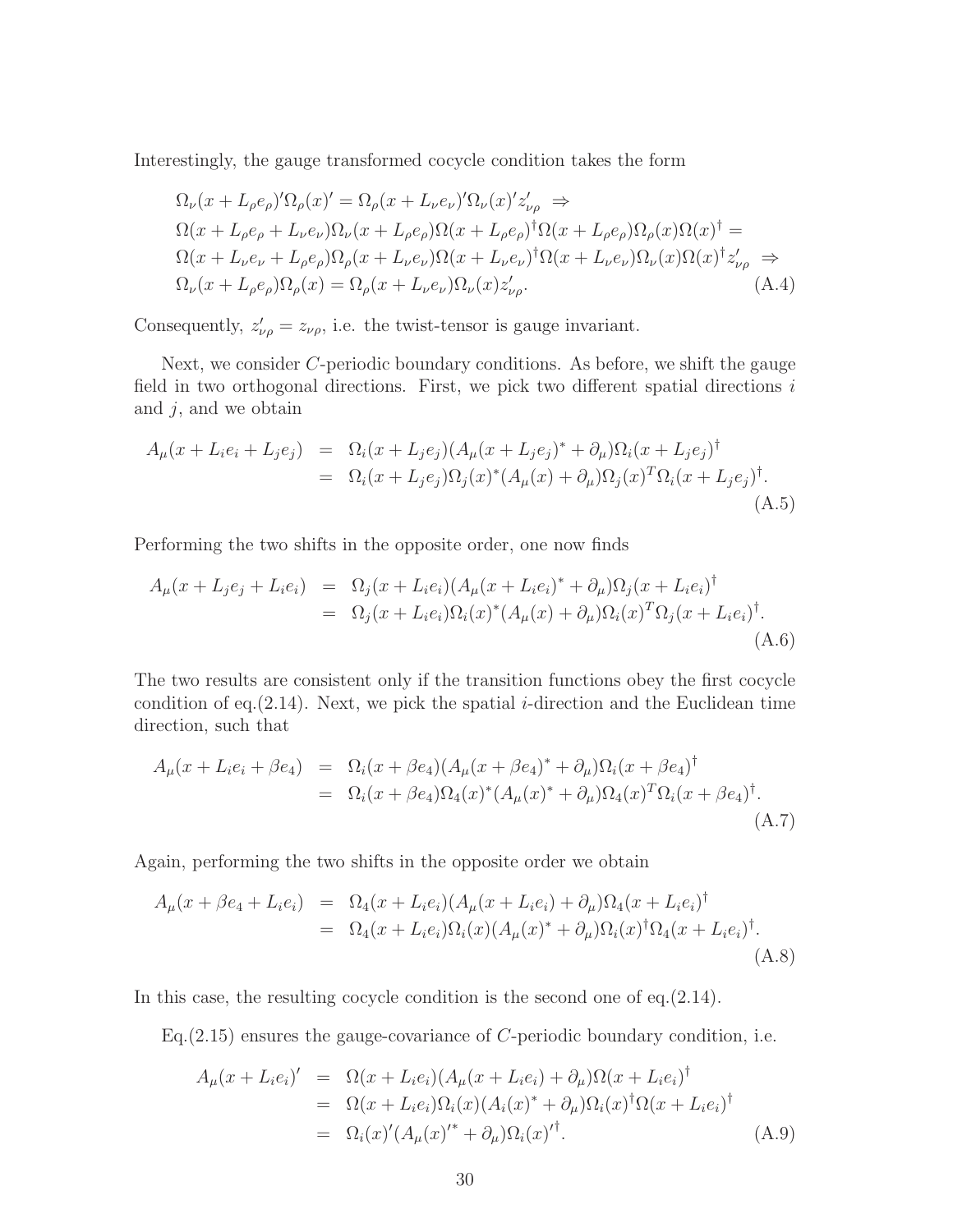Interestingly, the gauge transformed cocycle condition takes the form

$$
\begin{aligned}
&\Omega_\nu(x + L_\rho e_\rho)'\Omega_\rho(x)' = \Omega_\rho(x + L_\nu e_\nu)'\Omega_\nu(x)' z'_{\nu\rho} \;\Rightarrow \\
&\Omega(x + L_\rho e_\rho + L_\nu e_\nu)\Omega_\nu(x + L_\rho e_\rho)\Omega(x + L_\rho e_\rho)^\dagger \Omega(x + L_\rho e_\rho)\Omega_\rho(x)\Omega(x)^\dagger = \\
&\Omega(x + L_\nu e_\nu + L_\rho e_\rho)\Omega_\rho(x + L_\nu e_\nu)\Omega(x + L_\nu e_\nu)^\dagger \Omega(x + L_\nu e_\nu)\Omega_\nu(x)\Omega(x)^\dagger z'_{\nu\rho} \;\Rightarrow \\
&\Omega_\nu(x + L_\rho e_\rho)\Omega_\rho(x) = \Omega_\rho(x + L_\nu e_\nu)\Omega_\nu(x) z'_{\nu\rho}.
\end{aligned} \tag{A.4}
$$

Consequently, $z'_{\nu\rho} = z_{\nu\rho}$, i.e. the twist-tensor is gauge invariant.

Next, we consider $C$-periodic boundary conditions. As before, we shift the gauge field in two orthogonal directions. First, we pick two different spatial directions $i$ and $j$, and we obtain

$$
\begin{aligned}
A_\mu(x + L_i e_i + L_j e_j) &= \Omega_i(x + L_j e_j)(A_\mu(x + L_j e_j)^* + \partial_\mu)\Omega_i(x + L_j e_j)^\dagger \\
&= \Omega_i(x + L_j e_j)\Omega_j(x)^*(A_\mu(x) + \partial_\mu)\Omega_j(x)^T \Omega_i(x + L_j e_j)^\dagger.
\end{aligned} \tag{A.5}
$$

Performing the two shifts in the opposite order, one now finds

$$
\begin{aligned}
A_\mu(x + L_j e_j + L_i e_i) &= \Omega_j(x + L_i e_i)(A_\mu(x + L_i e_i)^* + \partial_\mu)\Omega_j(x + L_i e_i)^\dagger \\
&= \Omega_j(x + L_i e_i)\Omega_i(x)^*(A_\mu(x) + \partial_\mu)\Omega_i(x)^T \Omega_j(x + L_i e_i)^\dagger.
\end{aligned} \tag{A.6}
$$

The two results are consistent only if the transition functions obey the first cocycle condition of eq.(2.14). Next, we pick the spatial $i$-direction and the Euclidean time direction, such that

$$
\begin{aligned}
A_\mu(x + L_i e_i + \beta e_4) &= \Omega_i(x + \beta e_4)(A_\mu(x + \beta e_4)^* + \partial_\mu)\Omega_i(x + \beta e_4)^\dagger \\
&= \Omega_i(x + \beta e_4)\Omega_4(x)^*(A_\mu(x)^* + \partial_\mu)\Omega_4(x)^T \Omega_i(x + \beta e_4)^\dagger.
\end{aligned} \tag{A.7}
$$

Again, performing the two shifts in the opposite order we obtain

$$
\begin{aligned}
A_\mu(x + \beta e_4 + L_i e_i) &= \Omega_4(x + L_i e_i)(A_\mu(x + L_i e_i) + \partial_\mu)\Omega_4(x + L_i e_i)^\dagger \\
&= \Omega_4(x + L_i e_i)\Omega_i(x)(A_\mu(x)^* + \partial_\mu)\Omega_i(x)^\dagger \Omega_4(x + L_i e_i)^\dagger.
\end{aligned} \tag{A.8}
$$

In this case, the resulting cocycle condition is the second one of eq.(2.14).

Eq.(2.15) ensures the gauge-covariance of $C$-periodic boundary condition, i.e.

$$
\begin{aligned}
A_\mu(x + L_i e_i)' &= \Omega(x + L_i e_i)(A_\mu(x + L_i e_i) + \partial_\mu)\Omega(x + L_i e_i)^\dagger \\
&= \Omega(x + L_i e_i)\Omega_i(x)(A_i(x)^* + \partial_\mu)\Omega_i(x)^\dagger \Omega(x + L_i e_i)^\dagger \\
&= \Omega_i(x)'(A_\mu(x)'^* + \partial_\mu)\Omega_i(x)'^\dagger.
\end{aligned} \tag{A.9}
$$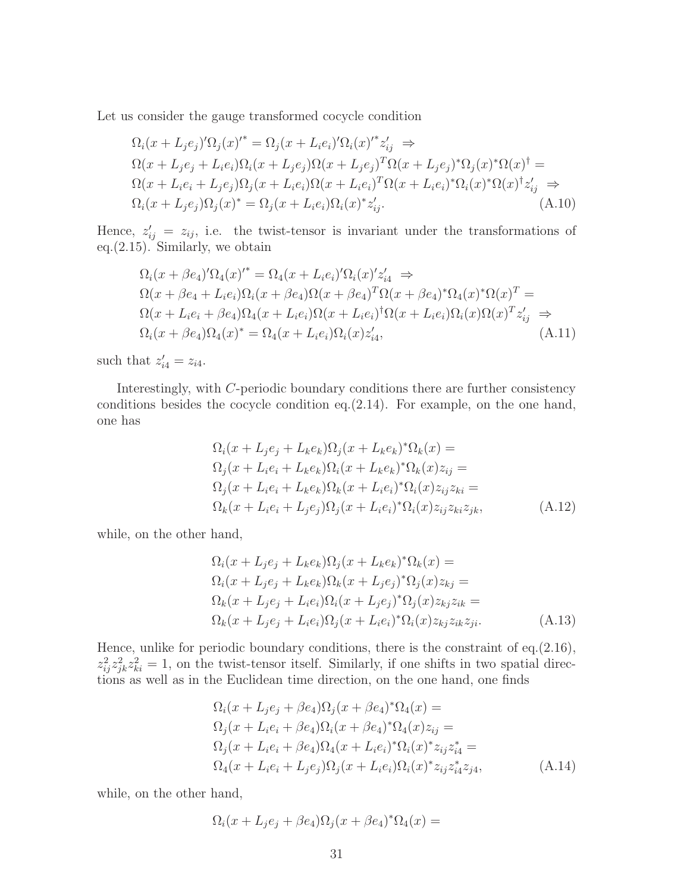Let us consider the gauge transformed cocycle condition

$$
\begin{aligned}
&\Omega_i(x+L_je_j)'\Omega_j(x)'^* = \Omega_j(x+L_ie_i)'\Omega_i(x)'^* z'_{ij} \;\Rightarrow \\
&\Omega(x+L_je_j+L_ie_i)\Omega_i(x+L_je_j)\Omega(x+L_je_j)^T\Omega(x+L_je_j)^*\Omega_j(x)^*\Omega(x)^\dagger = \\
&\Omega(x+L_ie_i+L_je_j)\Omega_j(x+L_ie_i)\Omega(x+L_ie_i)^T\Omega(x+L_ie_i)^*\Omega_i(x)^*\Omega(x)^\dagger z'_{ij} \;\Rightarrow \\
&\Omega_i(x+L_je_j)\Omega_j(x)^* = \Omega_j(x+L_ie_i)\Omega_i(x)^* z'_{ij}. \qquad\qquad\qquad\qquad\qquad\qquad \text{(A.10)}
\end{aligned}
$$

Hence, $z'_{ij} = z_{ij}$, i.e. the twist-tensor is invariant under the transformations of eq.(2.15). Similarly, we obtain

$$
\begin{aligned}
&\Omega_i(x+\beta e_4)'\Omega_4(x)'^* = \Omega_4(x+L_ie_i)'\Omega_i(x)' z'_{i4} \;\Rightarrow \\
&\Omega(x+\beta e_4+L_ie_i)\Omega_i(x+\beta e_4)\Omega(x+\beta e_4)^T\Omega(x+\beta e_4)^*\Omega_4(x)^*\Omega(x)^T = \\
&\Omega(x+L_ie_i+\beta e_4)\Omega_4(x+L_ie_i)\Omega(x+L_ie_i)^\dagger\Omega(x+L_ie_i)\Omega_i(x)\Omega(x)^T z'_{ij} \;\Rightarrow \\
&\Omega_i(x+\beta e_4)\Omega_4(x)^* = \Omega_4(x+L_ie_i)\Omega_i(x) z'_{i4}, \qquad\qquad\qquad\qquad\qquad\qquad \text{(A.11)}
\end{aligned}
$$

such that $z'_{i4} = z_{i4}$.

Interestingly, with $C$-periodic boundary conditions there are further consistency conditions besides the cocycle condition eq.(2.14). For example, on the one hand, one has

$$
\begin{aligned}
&\Omega_i(x+L_je_j+L_ke_k)\Omega_j(x+L_ke_k)^*\Omega_k(x) = \\
&\Omega_j(x+L_ie_i+L_ke_k)\Omega_i(x+L_ke_k)^*\Omega_k(x) z_{ij} = \\
&\Omega_j(x+L_ie_i+L_ke_k)\Omega_k(x+L_ie_i)^*\Omega_i(x) z_{ij} z_{ki} = \\
&\Omega_k(x+L_ie_i+L_je_j)\Omega_j(x+L_ie_i)^*\Omega_i(x) z_{ij} z_{ki} z_{jk}, \qquad\qquad \text{(A.12)}
\end{aligned}
$$

while, on the other hand,

$$
\begin{aligned}
&\Omega_i(x+L_je_j+L_ke_k)\Omega_j(x+L_ke_k)^*\Omega_k(x) = \\
&\Omega_i(x+L_je_j+L_ke_k)\Omega_k(x+L_je_j)^*\Omega_j(x) z_{kj} = \\
&\Omega_k(x+L_je_j+L_ie_i)\Omega_i(x+L_je_j)^*\Omega_j(x) z_{kj} z_{ik} = \\
&\Omega_k(x+L_je_j+L_ie_i)\Omega_j(x+L_ie_i)^*\Omega_i(x) z_{kj} z_{ik} z_{ji}. \qquad\qquad \text{(A.13)}
\end{aligned}
$$

Hence, unlike for periodic boundary conditions, there is the constraint of eq.(2.16), $z_{ij}^2 z_{jk}^2 z_{ki}^2 = 1$, on the twist-tensor itself. Similarly, if one shifts in two spatial directions as well as in the Euclidean time direction, on the one hand, one finds

$$
\begin{aligned}
&\Omega_i(x+L_je_j+\beta e_4)\Omega_j(x+\beta e_4)^*\Omega_4(x) = \\
&\Omega_j(x+L_ie_i+\beta e_4)\Omega_i(x+\beta e_4)^*\Omega_4(x) z_{ij} = \\
&\Omega_j(x+L_ie_i+\beta e_4)\Omega_4(x+L_ie_i)^*\Omega_i(x)^* z_{ij} z_{i4}^* = \\
&\Omega_4(x+L_ie_i+L_je_j)\Omega_j(x+L_ie_i)\Omega_i(x)^* z_{ij} z_{i4}^* z_{j4}, \qquad\qquad \text{(A.14)}
\end{aligned}
$$

while, on the other hand,

$$
\Omega_i(x+L_je_j+\beta e_4)\Omega_j(x+\beta e_4)^*\Omega_4(x) =
$$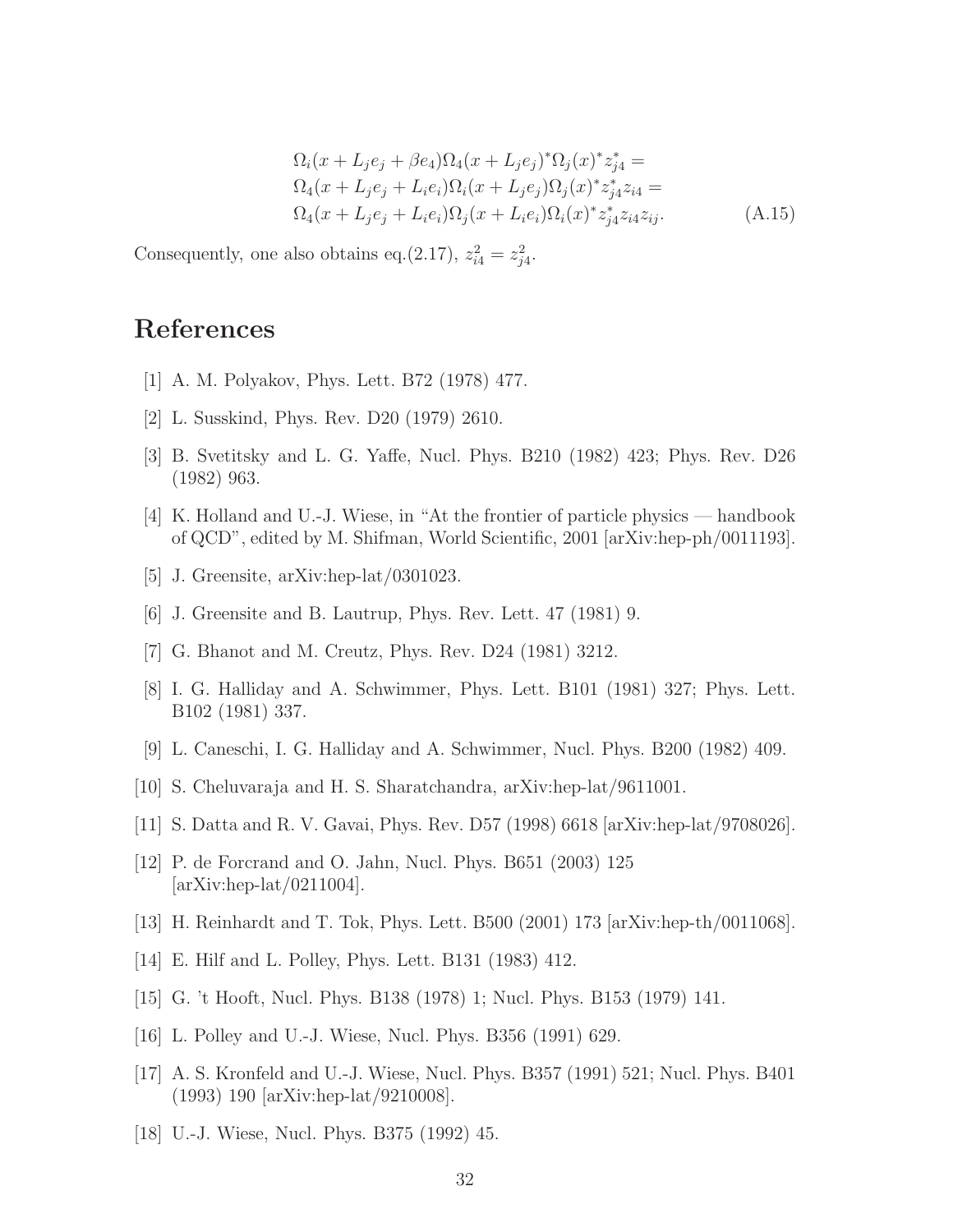$$
\begin{aligned}
&\Omega_i(x + L_j e_j + \beta e_4)\Omega_4(x + L_j e_j)^* \Omega_j(x)^* z_{j4}^* = \\
&\Omega_4(x + L_j e_j + L_i e_i)\Omega_i(x + L_j e_j)\Omega_j(x)^* z_{j4}^* z_{i4} = \\
&\Omega_4(x + L_j e_j + L_i e_i)\Omega_j(x + L_i e_i)\Omega_i(x)^* z_{j4}^* z_{i4} z_{ij}.
\end{aligned} \tag{A.15}
$$

Consequently, one also obtains eq.(2.17), $z_{i4}^2 = z_{j4}^2$.

# References

[1] A. M. Polyakov, Phys. Lett. B72 (1978) 477.

[2] L. Susskind, Phys. Rev. D20 (1979) 2610.

[3] B. Svetitsky and L. G. Yaffe, Nucl. Phys. B210 (1982) 423; Phys. Rev. D26 (1982) 963.

[4] K. Holland and U.-J. Wiese, in "At the frontier of particle physics — handbook of QCD", edited by M. Shifman, World Scientific, 2001 [arXiv:hep-ph/0011193].

[5] J. Greensite, arXiv:hep-lat/0301023.

[6] J. Greensite and B. Lautrup, Phys. Rev. Lett. 47 (1981) 9.

[7] G. Bhanot and M. Creutz, Phys. Rev. D24 (1981) 3212.

[8] I. G. Halliday and A. Schwimmer, Phys. Lett. B101 (1981) 327; Phys. Lett. B102 (1981) 337.

[9] L. Caneschi, I. G. Halliday and A. Schwimmer, Nucl. Phys. B200 (1982) 409.

[10] S. Cheluvaraja and H. S. Sharatchandra, arXiv:hep-lat/9611001.

[11] S. Datta and R. V. Gavai, Phys. Rev. D57 (1998) 6618 [arXiv:hep-lat/9708026].

[12] P. de Forcrand and O. Jahn, Nucl. Phys. B651 (2003) 125 [arXiv:hep-lat/0211004].

[13] H. Reinhardt and T. Tok, Phys. Lett. B500 (2001) 173 [arXiv:hep-th/0011068].

[14] E. Hilf and L. Polley, Phys. Lett. B131 (1983) 412.

[15] G. 't Hooft, Nucl. Phys. B138 (1978) 1; Nucl. Phys. B153 (1979) 141.

[16] L. Polley and U.-J. Wiese, Nucl. Phys. B356 (1991) 629.

[17] A. S. Kronfeld and U.-J. Wiese, Nucl. Phys. B357 (1991) 521; Nucl. Phys. B401 (1993) 190 [arXiv:hep-lat/9210008].

[18] U.-J. Wiese, Nucl. Phys. B375 (1992) 45.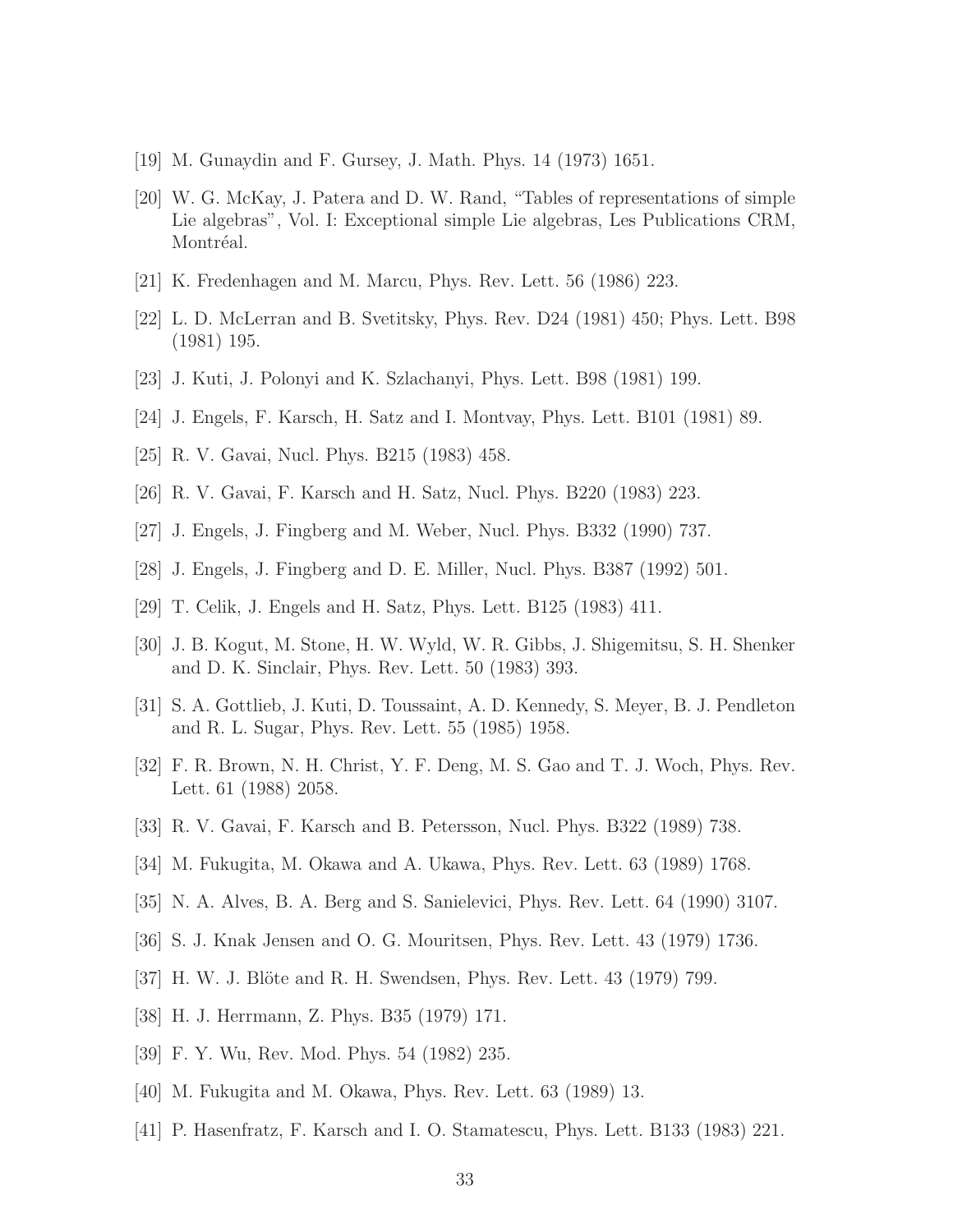[19] M. Gunaydin and F. Gursey, J. Math. Phys. 14 (1973) 1651.

[20] W. G. McKay, J. Patera and D. W. Rand, "Tables of representations of simple Lie algebras", Vol. I: Exceptional simple Lie algebras, Les Publications CRM, Montréal.

[21] K. Fredenhagen and M. Marcu, Phys. Rev. Lett. 56 (1986) 223.

[22] L. D. McLerran and B. Svetitsky, Phys. Rev. D24 (1981) 450; Phys. Lett. B98 (1981) 195.

[23] J. Kuti, J. Polonyi and K. Szlachanyi, Phys. Lett. B98 (1981) 199.

[24] J. Engels, F. Karsch, H. Satz and I. Montvay, Phys. Lett. B101 (1981) 89.

[25] R. V. Gavai, Nucl. Phys. B215 (1983) 458.

[26] R. V. Gavai, F. Karsch and H. Satz, Nucl. Phys. B220 (1983) 223.

[27] J. Engels, J. Fingberg and M. Weber, Nucl. Phys. B332 (1990) 737.

[28] J. Engels, J. Fingberg and D. E. Miller, Nucl. Phys. B387 (1992) 501.

[29] T. Celik, J. Engels and H. Satz, Phys. Lett. B125 (1983) 411.

[30] J. B. Kogut, M. Stone, H. W. Wyld, W. R. Gibbs, J. Shigemitsu, S. H. Shenker and D. K. Sinclair, Phys. Rev. Lett. 50 (1983) 393.

[31] S. A. Gottlieb, J. Kuti, D. Toussaint, A. D. Kennedy, S. Meyer, B. J. Pendleton and R. L. Sugar, Phys. Rev. Lett. 55 (1985) 1958.

[32] F. R. Brown, N. H. Christ, Y. F. Deng, M. S. Gao and T. J. Woch, Phys. Rev. Lett. 61 (1988) 2058.

[33] R. V. Gavai, F. Karsch and B. Petersson, Nucl. Phys. B322 (1989) 738.

[34] M. Fukugita, M. Okawa and A. Ukawa, Phys. Rev. Lett. 63 (1989) 1768.

[35] N. A. Alves, B. A. Berg and S. Sanielevici, Phys. Rev. Lett. 64 (1990) 3107.

[36] S. J. Knak Jensen and O. G. Mouritsen, Phys. Rev. Lett. 43 (1979) 1736.

[37] H. W. J. Blöte and R. H. Swendsen, Phys. Rev. Lett. 43 (1979) 799.

[38] H. J. Herrmann, Z. Phys. B35 (1979) 171.

[39] F. Y. Wu, Rev. Mod. Phys. 54 (1982) 235.

[40] M. Fukugita and M. Okawa, Phys. Rev. Lett. 63 (1989) 13.

[41] P. Hasenfratz, F. Karsch and I. O. Stamatescu, Phys. Lett. B133 (1983) 221.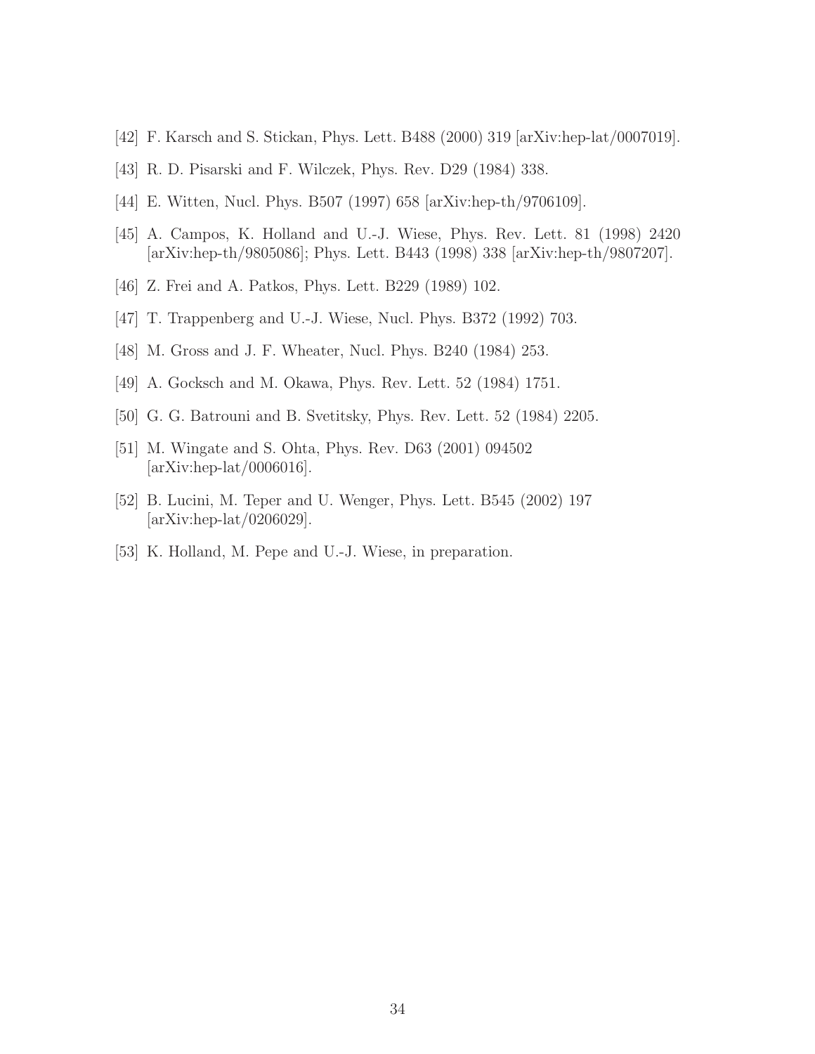[42] F. Karsch and S. Stickan, Phys. Lett. B488 (2000) 319 [arXiv:hep-lat/0007019].

[43] R. D. Pisarski and F. Wilczek, Phys. Rev. D29 (1984) 338.

[44] E. Witten, Nucl. Phys. B507 (1997) 658 [arXiv:hep-th/9706109].

[45] A. Campos, K. Holland and U.-J. Wiese, Phys. Rev. Lett. 81 (1998) 2420 [arXiv:hep-th/9805086]; Phys. Lett. B443 (1998) 338 [arXiv:hep-th/9807207].

[46] Z. Frei and A. Patkos, Phys. Lett. B229 (1989) 102.

[47] T. Trappenberg and U.-J. Wiese, Nucl. Phys. B372 (1992) 703.

[48] M. Gross and J. F. Wheater, Nucl. Phys. B240 (1984) 253.

[49] A. Gocksch and M. Okawa, Phys. Rev. Lett. 52 (1984) 1751.

[50] G. G. Batrouni and B. Svetitsky, Phys. Rev. Lett. 52 (1984) 2205.

[51] M. Wingate and S. Ohta, Phys. Rev. D63 (2001) 094502 [arXiv:hep-lat/0006016].

[52] B. Lucini, M. Teper and U. Wenger, Phys. Lett. B545 (2002) 197 [arXiv:hep-lat/0206029].

[53] K. Holland, M. Pepe and U.-J. Wiese, in preparation.